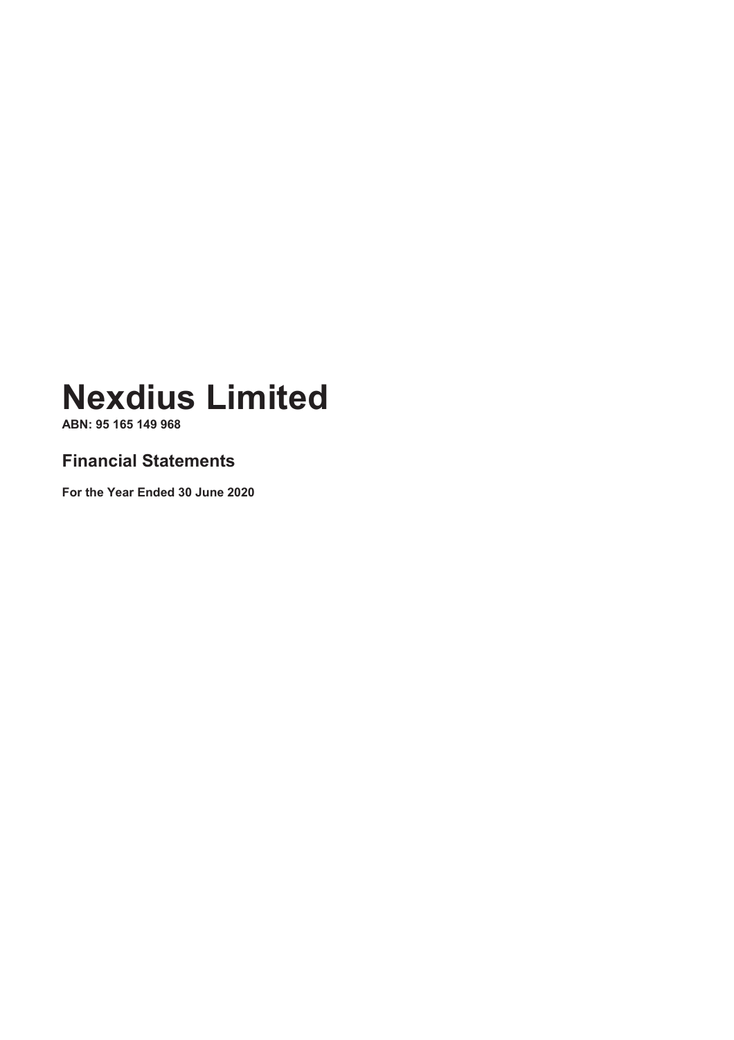# Nexdius Limited

**ABN: 95 165 149 968**

## Financial Statements

**For the Year Ended 30 June 2020**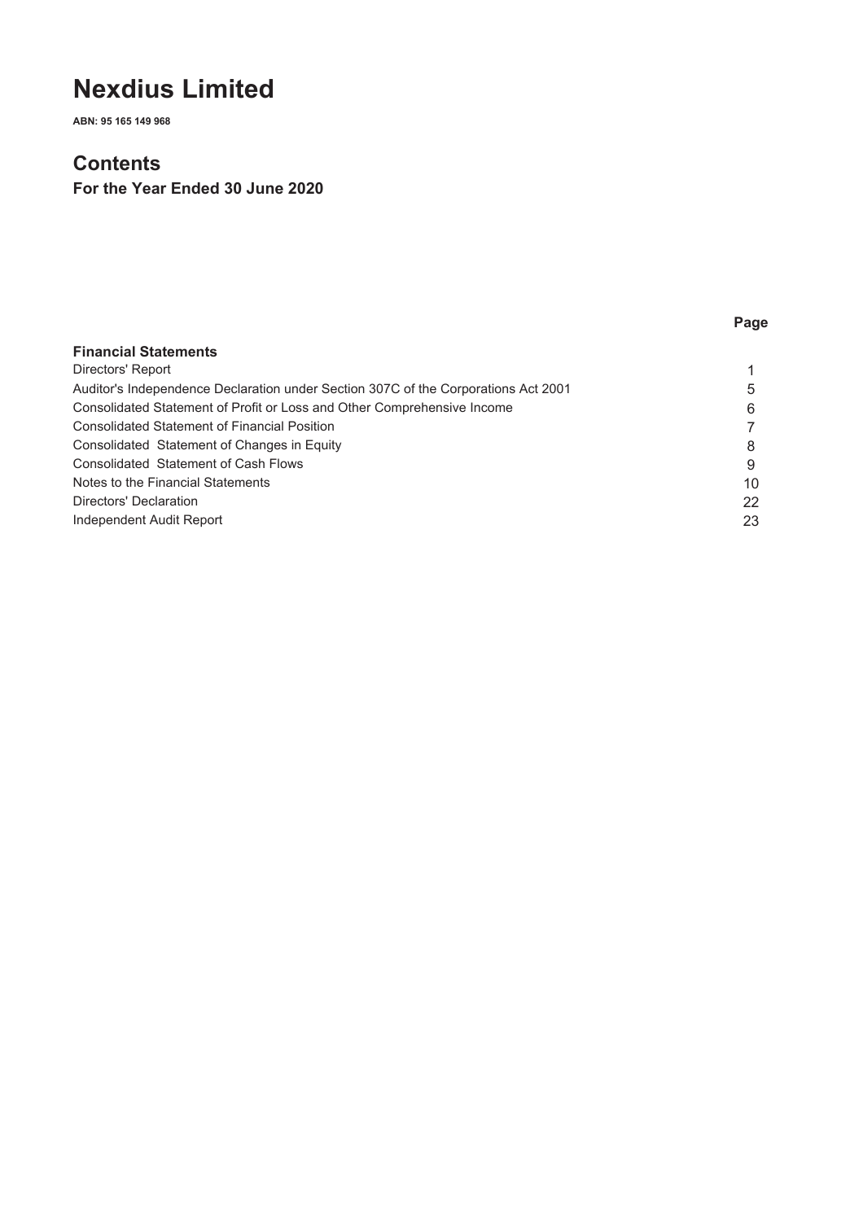# Nexdius Limited

**ABN: 95 165 149 968**

## Contents

**For the Year Ended 30 June 2020**

| | Page |
|---|---|
| **Financial Statements** | |
| Directors' Report | 1 |
| Auditor's Independence Declaration under Section 307C of the Corporations Act 2001 | 5 |
| Consolidated Statement of Profit or Loss and Other Comprehensive Income | 6 |
| Consolidated Statement of Financial Position | 7 |
| Consolidated Statement of Changes in Equity | 8 |
| Consolidated Statement of Cash Flows | 9 |
| Notes to the Financial Statements | 10 |
| Directors' Declaration | 22 |
| Independent Audit Report | 23 |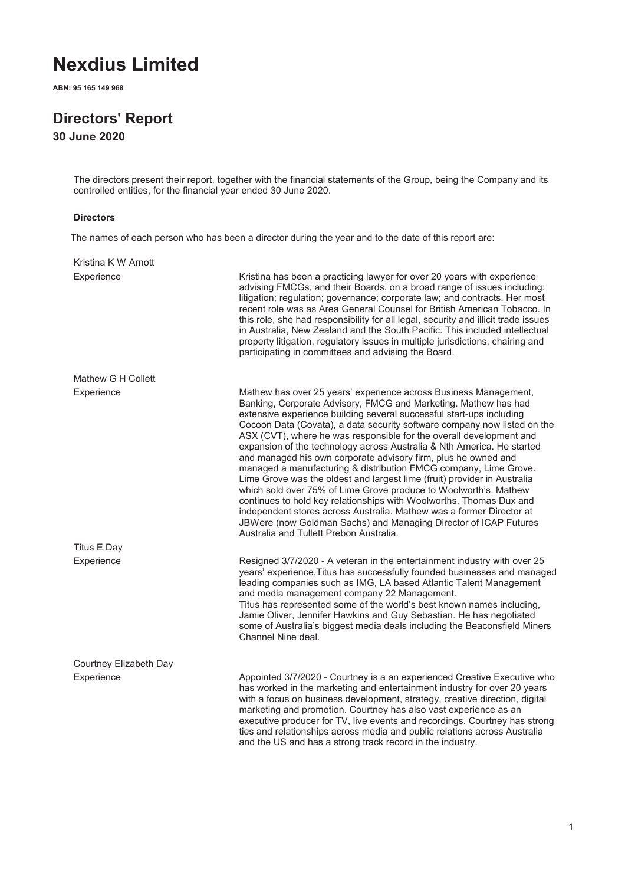# Nexdius Limited

**ABN: 95 165 149 968**

## Directors' Report

### 30 June 2020

The directors present their report, together with the financial statements of the Group, being the Company and its controlled entities, for the financial year ended 30 June 2020.

#### Directors

The names of each person who has been a director during the year and to the date of this report are:

Kristina K W Arnott

| | |
|---|---|
| Experience | Kristina has been a practicing lawyer for over 20 years with experience advising FMCGs, and their Boards, on a broad range of issues including: litigation; regulation; governance; corporate law; and contracts. Her most recent role was as Area General Counsel for British American Tobacco. In this role, she had responsibility for all legal, security and illicit trade issues in Australia, New Zealand and the South Pacific. This included intellectual property litigation, regulatory issues in multiple jurisdictions, chairing and participating in committees and advising the Board. |

Mathew G H Collett

| | |
|---|---|
| Experience | Mathew has over 25 years' experience across Business Management, Banking, Corporate Advisory, FMCG and Marketing. Mathew has had extensive experience building several successful start-ups including Cocoon Data (Covata), a data security software company now listed on the ASX (CVT), where he was responsible for the overall development and expansion of the technology across Australia & Nth America. He started and managed his own corporate advisory firm, plus he owned and managed a manufacturing & distribution FMCG company, Lime Grove. Lime Grove was the oldest and largest lime (fruit) provider in Australia which sold over 75% of Lime Grove produce to Woolworth's. Mathew continues to hold key relationships with Woolworths, Thomas Dux and independent stores across Australia. Mathew was a former Director at JBWere (now Goldman Sachs) and Managing Director of ICAP Futures Australia and Tullett Prebon Australia. |

Titus E Day

| | |
|---|---|
| Experience | Resigned 3/7/2020 - A veteran in the entertainment industry with over 25 years' experience,Titus has successfully founded businesses and managed leading companies such as IMG, LA based Atlantic Talent Management and media management company 22 Management. Titus has represented some of the world's best known names including, Jamie Oliver, Jennifer Hawkins and Guy Sebastian. He has negotiated some of Australia's biggest media deals including the Beaconsfield Miners Channel Nine deal. |

Courtney Elizabeth Day

| | |
|---|---|
| Experience | Appointed 3/7/2020 - Courtney is a an experienced Creative Executive who has worked in the marketing and entertainment industry for over 20 years with a focus on business development, strategy, creative direction, digital marketing and promotion. Courtney has also vast experience as an executive producer for TV, live events and recordings. Courtney has strong ties and relationships across media and public relations across Australia and the US and has a strong track record in the industry. |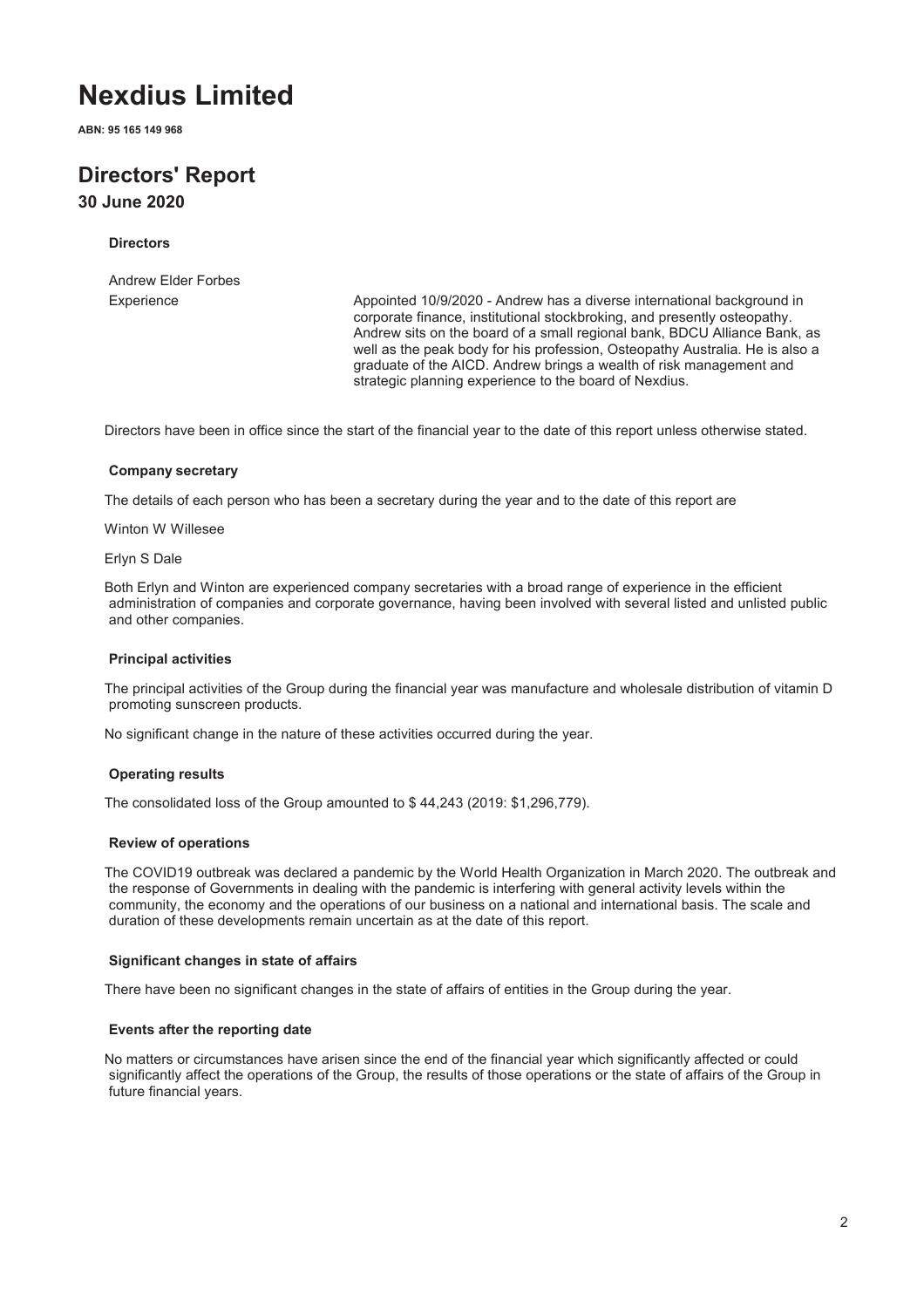# Nexdius Limited

**ABN: 95 165 149 968**

## Directors' Report

### 30 June 2020

**Directors**

| Andrew Elder Forbes | |
|---|---|
| Experience | Appointed 10/9/2020 - Andrew has a diverse international background in corporate finance, institutional stockbroking, and presently osteopathy. Andrew sits on the board of a small regional bank, BDCU Alliance Bank, as well as the peak body for his profession, Osteopathy Australia. He is also a graduate of the AICD. Andrew brings a wealth of risk management and strategic planning experience to the board of Nexdius. |

Directors have been in office since the start of the financial year to the date of this report unless otherwise stated.

**Company secretary**

The details of each person who has been a secretary during the year and to the date of this report are

Winton W Willesee

Erlyn S Dale

Both Erlyn and Winton are experienced company secretaries with a broad range of experience in the efficient administration of companies and corporate governance, having been involved with several listed and unlisted public and other companies.

**Principal activities**

The principal activities of the Group during the financial year was manufacture and wholesale distribution of vitamin D promoting sunscreen products.

No significant change in the nature of these activities occurred during the year.

**Operating results**

The consolidated loss of the Group amounted to $ 44,243 (2019: $1,296,779).

**Review of operations**

The COVID19 outbreak was declared a pandemic by the World Health Organization in March 2020. The outbreak and the response of Governments in dealing with the pandemic is interfering with general activity levels within the community, the economy and the operations of our business on a national and international basis. The scale and duration of these developments remain uncertain as at the date of this report.

**Significant changes in state of affairs**

There have been no significant changes in the state of affairs of entities in the Group during the year.

**Events after the reporting date**

No matters or circumstances have arisen since the end of the financial year which significantly affected or could significantly affect the operations of the Group, the results of those operations or the state of affairs of the Group in future financial years.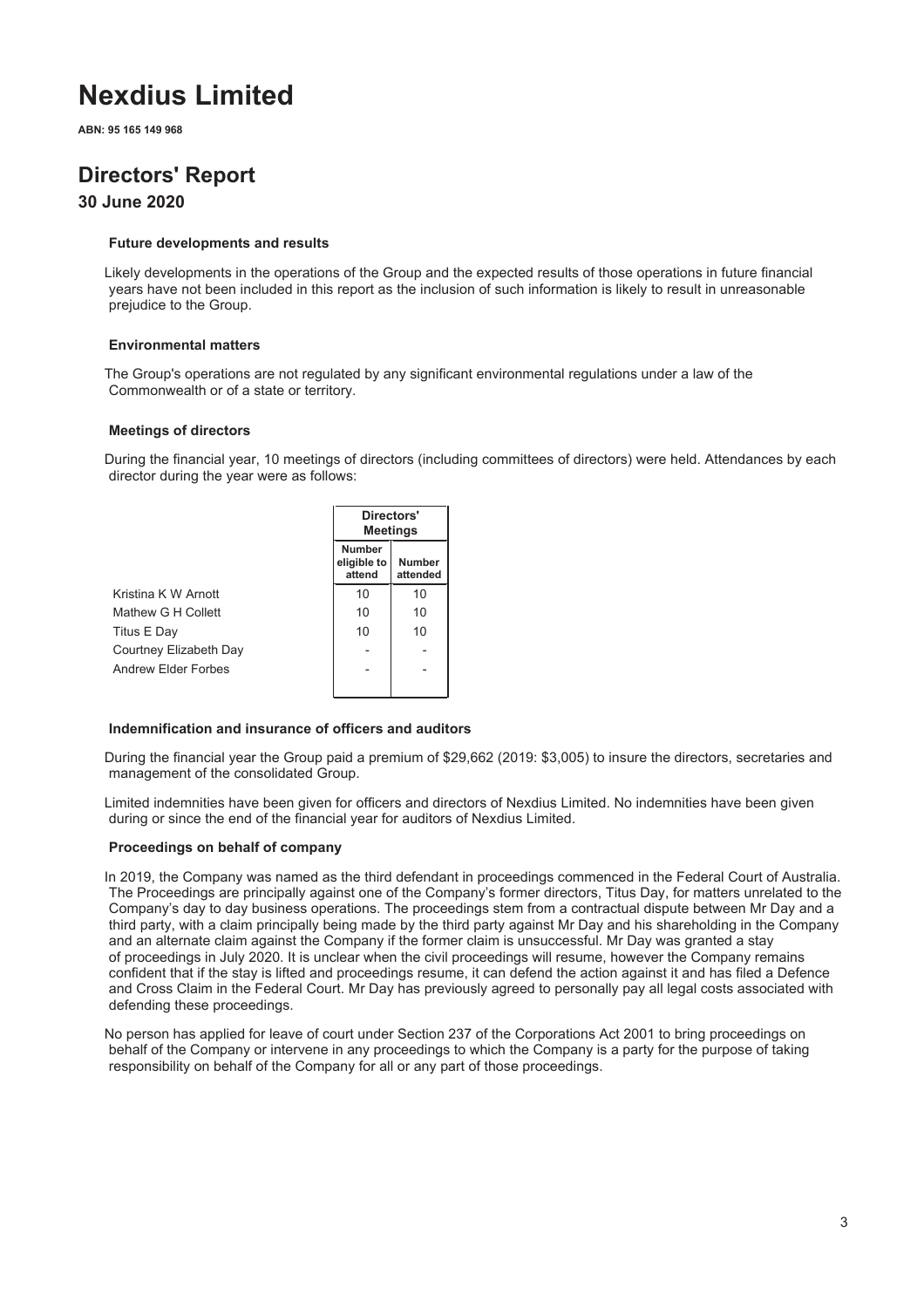# Nexdius Limited

**ABN: 95 165 149 968**

## Directors' Report

### 30 June 2020

#### Future developments and results

Likely developments in the operations of the Group and the expected results of those operations in future financial years have not been included in this report as the inclusion of such information is likely to result in unreasonable prejudice to the Group.

#### Environmental matters

The Group's operations are not regulated by any significant environmental regulations under a law of the Commonwealth or of a state or territory.

#### Meetings of directors

During the financial year, 10 meetings of directors (including committees of directors) were held. Attendances by each director during the year were as follows:

| | Directors' Meetings | |
|---|---|---|
| | Number eligible to attend | Number attended |
| Kristina K W Arnott | 10 | 10 |
| Mathew G H Collett | 10 | 10 |
| Titus E Day | 10 | 10 |
| Courtney Elizabeth Day | - | - |
| Andrew Elder Forbes | - | - |

#### Indemnification and insurance of officers and auditors

During the financial year the Group paid a premium of $29,662 (2019: $3,005) to insure the directors, secretaries and management of the consolidated Group.

Limited indemnities have been given for officers and directors of Nexdius Limited. No indemnities have been given during or since the end of the financial year for auditors of Nexdius Limited.

#### Proceedings on behalf of company

In 2019, the Company was named as the third defendant in proceedings commenced in the Federal Court of Australia. The Proceedings are principally against one of the Company's former directors, Titus Day, for matters unrelated to the Company's day to day business operations. The proceedings stem from a contractual dispute between Mr Day and a third party, with a claim principally being made by the third party against Mr Day and his shareholding in the Company and an alternate claim against the Company if the former claim is unsuccessful. Mr Day was granted a stay of proceedings in July 2020. It is unclear when the civil proceedings will resume, however the Company remains confident that if the stay is lifted and proceedings resume, it can defend the action against it and has filed a Defence and Cross Claim in the Federal Court. Mr Day has previously agreed to personally pay all legal costs associated with defending these proceedings.

No person has applied for leave of court under Section 237 of the Corporations Act 2001 to bring proceedings on behalf of the Company or intervene in any proceedings to which the Company is a party for the purpose of taking responsibility on behalf of the Company for all or any part of those proceedings.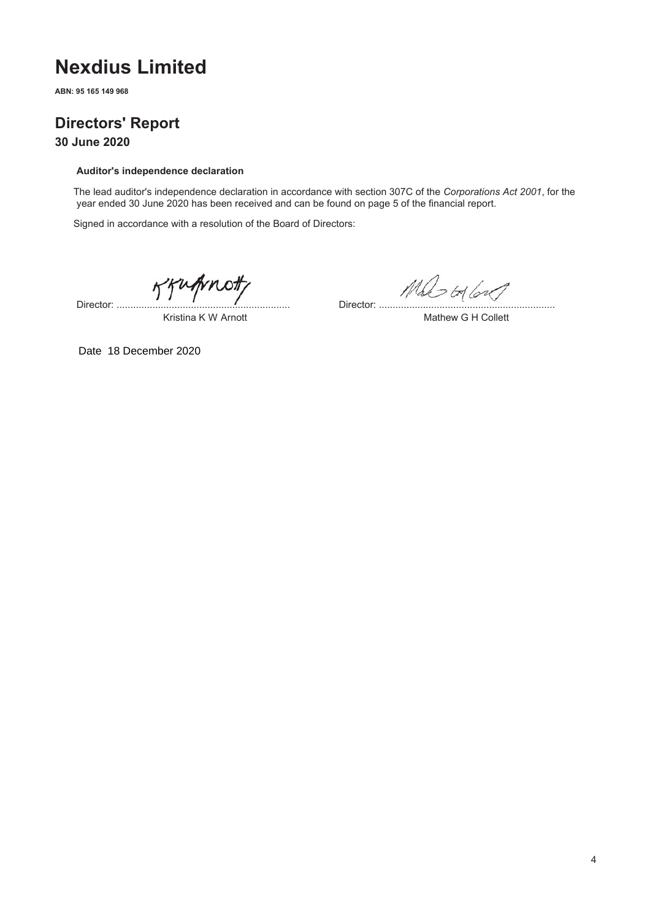# Nexdius Limited

**ABN: 95 165 149 968**

## Directors' Report

### 30 June 2020

**Auditor's independence declaration**

The lead auditor's independence declaration in accordance with section 307C of the *Corporations Act 2001*, for the year ended 30 June 2020 has been received and can be found on page 5 of the financial report.

Signed in accordance with a resolution of the Board of Directors:

Director: ...............................................................
Kristina K W Arnott

Director: ...............................................................
Mathew G H Collett

Date 18 December 2020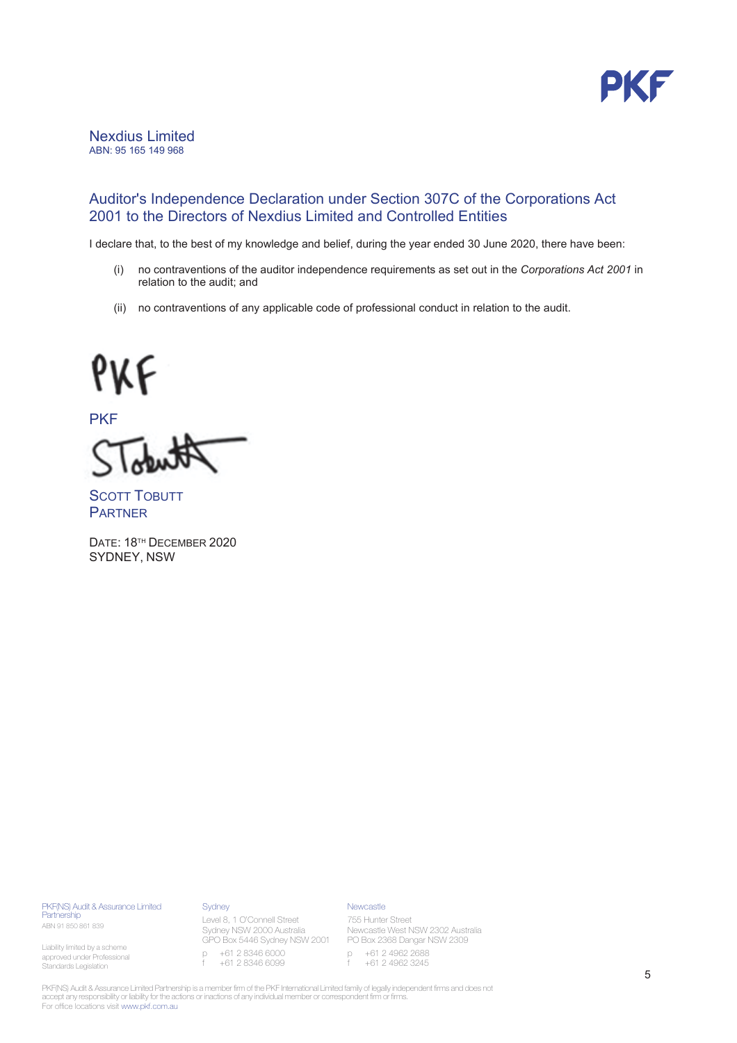Nexdius Limited
ABN: 95 165 149 968

## Auditor's Independence Declaration under Section 307C of the Corporations Act 2001 to the Directors of Nexdius Limited and Controlled Entities

I declare that, to the best of my knowledge and belief, during the year ended 30 June 2020, there have been:

(i) no contraventions of the auditor independence requirements as set out in the *Corporations Act 2001* in relation to the audit; and

(ii) no contraventions of any applicable code of professional conduct in relation to the audit.

PKF

PKF

SCOTT TOBUTT
PARTNER

DATE: 18TH DECEMBER 2020
SYDNEY, NSW

PKF(NS) Audit & Assurance Limited Partnership
ABN 91 850 861 839

Liability limited by a scheme approved under Professional Standards Legislation

Sydney
Level 8, 1 O'Connell Street
Sydney NSW 2000 Australia
GPO Box 5446 Sydney NSW 2001
p +61 2 8346 6000
f +61 2 8346 6099

Newcastle
755 Hunter Street
Newcastle West NSW 2302 Australia
PO Box 2368 Dangar NSW 2309
p +61 2 4962 2688
f +61 2 4962 3245

PKF(NS) Audit & Assurance Limited Partnership is a member firm of the PKF International Limited family of legally independent firms and does not accept any responsibility or liability for the actions or inactions of any individual member or correspondent firm or firms.
For office locations visit www.pkf.com.au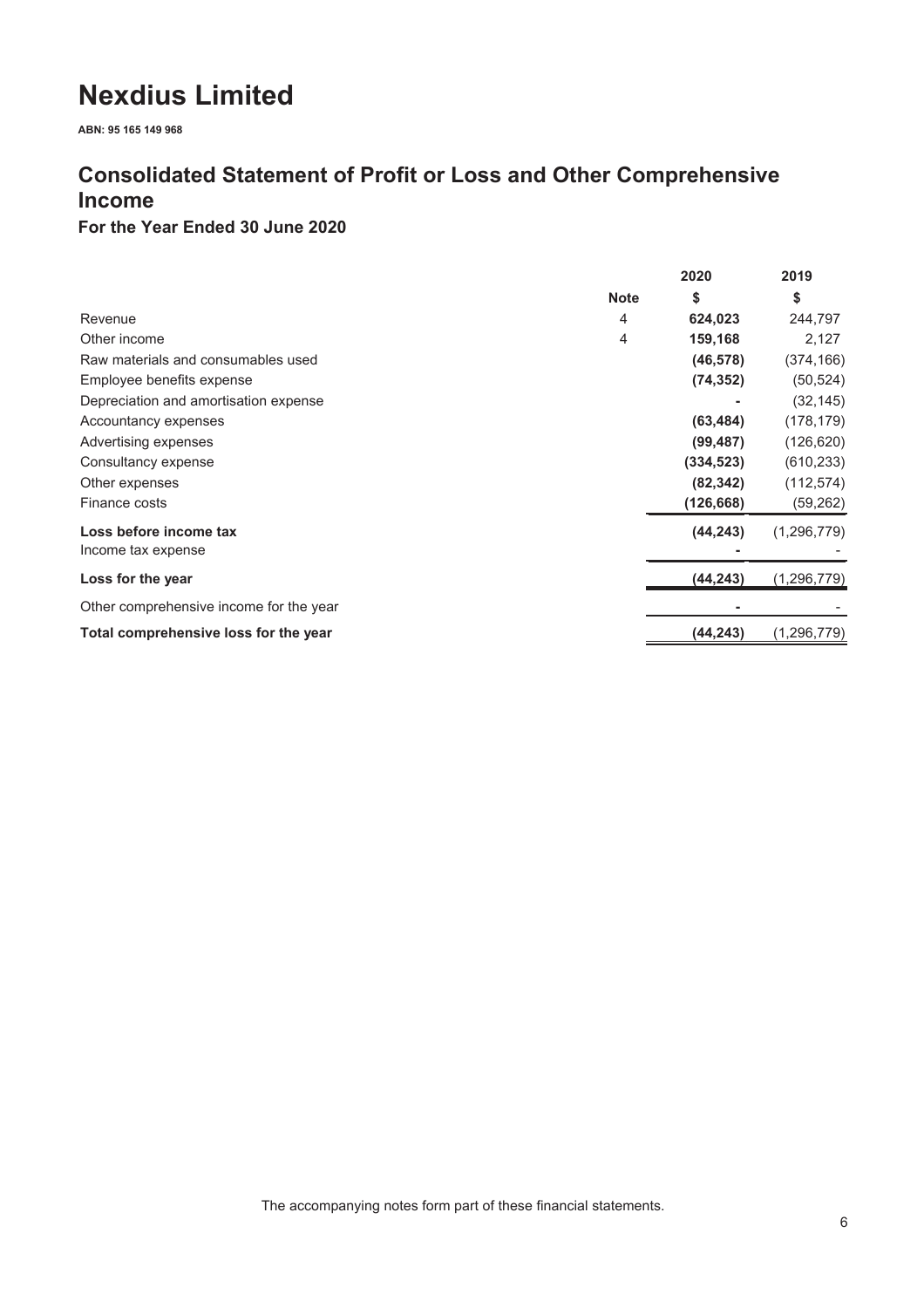# Nexdius Limited

**ABN: 95 165 149 968**

## Consolidated Statement of Profit or Loss and Other Comprehensive Income

### For the Year Ended 30 June 2020

| | Note | 2020<br>$ | 2019<br>$ |
|---|---|---|---|
| Revenue | 4 | **624,023** | 244,797 |
| Other income | 4 | **159,168** | 2,127 |
| Raw materials and consumables used | | **(46,578)** | (374,166) |
| Employee benefits expense | | **(74,352)** | (50,524) |
| Depreciation and amortisation expense | | **-** | (32,145) |
| Accountancy expenses | | **(63,484)** | (178,179) |
| Advertising expenses | | **(99,487)** | (126,620) |
| Consultancy expense | | **(334,523)** | (610,233) |
| Other expenses | | **(82,342)** | (112,574) |
| Finance costs | | **(126,668)** | (59,262) |
| **Loss before income tax** | | **(44,243)** | (1,296,779) |
| Income tax expense | | **-** | - |
| **Loss for the year** | | **(44,243)** | (1,296,779) |
| Other comprehensive income for the year | | **-** | - |
| **Total comprehensive loss for the year** | | **(44,243)** | (1,296,779) |

The accompanying notes form part of these financial statements.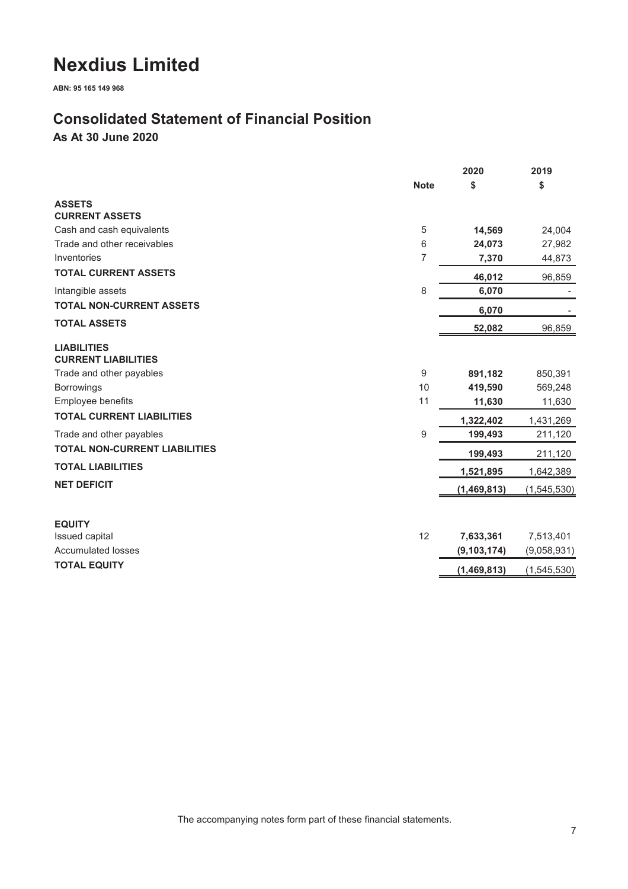# Nexdius Limited

**ABN: 95 165 149 968**

## Consolidated Statement of Financial Position

### As At 30 June 2020

| | Note | 2020 $ | 2019 $ |
|---|---|---|---|
| **ASSETS** | | | |
| **CURRENT ASSETS** | | | |
| Cash and cash equivalents | 5 | **14,569** | 24,004 |
| Trade and other receivables | 6 | **24,073** | 27,982 |
| Inventories | 7 | **7,370** | 44,873 |
| **TOTAL CURRENT ASSETS** | | **46,012** | 96,859 |
| Intangible assets | 8 | **6,070** | - |
| **TOTAL NON-CURRENT ASSETS** | | **6,070** | - |
| **TOTAL ASSETS** | | **52,082** | 96,859 |
| **LIABILITIES** | | | |
| **CURRENT LIABILITIES** | | | |
| Trade and other payables | 9 | **891,182** | 850,391 |
| Borrowings | 10 | **419,590** | 569,248 |
| Employee benefits | 11 | **11,630** | 11,630 |
| **TOTAL CURRENT LIABILITIES** | | **1,322,402** | 1,431,269 |
| Trade and other payables | 9 | **199,493** | 211,120 |
| **TOTAL NON-CURRENT LIABILITIES** | | **199,493** | 211,120 |
| **TOTAL LIABILITIES** | | **1,521,895** | 1,642,389 |
| **NET DEFICIT** | | **(1,469,813)** | (1,545,530) |
| | | | |
| **EQUITY** | | | |
| Issued capital | 12 | **7,633,361** | 7,513,401 |
| Accumulated losses | | **(9,103,174)** | (9,058,931) |
| **TOTAL EQUITY** | | **(1,469,813)** | (1,545,530) |

The accompanying notes form part of these financial statements.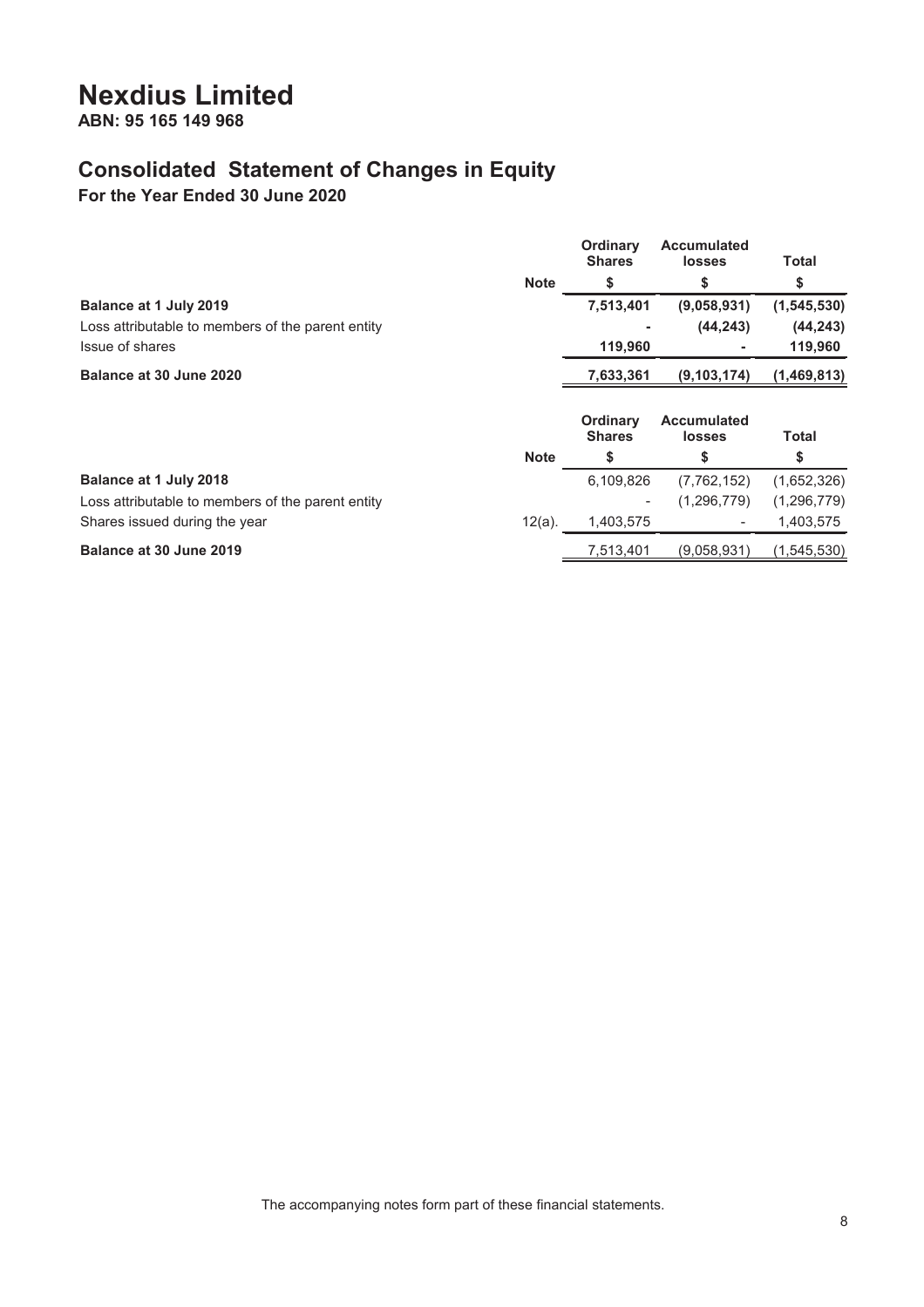# Nexdius Limited

**ABN: 95 165 149 968**

## Consolidated Statement of Changes in Equity

**For the Year Ended 30 June 2020**

| | Note | Ordinary Shares | Accumulated losses | Total |
|---|---|---|---|---|
| | | $ | $ | $ |
| **Balance at 1 July 2019** | | **7,513,401** | **(9,058,931)** | **(1,545,530)** |
| Loss attributable to members of the parent entity | | **-** | **(44,243)** | **(44,243)** |
| Issue of shares | | **119,960** | **-** | **119,960** |
| **Balance at 30 June 2020** | | **7,633,361** | **(9,103,174)** | **(1,469,813)** |

| | Note | Ordinary Shares | Accumulated losses | Total |
|---|---|---|---|---|
| | | $ | $ | $ |
| **Balance at 1 July 2018** | | 6,109,826 | (7,762,152) | (1,652,326) |
| Loss attributable to members of the parent entity | | - | (1,296,779) | (1,296,779) |
| Shares issued during the year | 12(a). | 1,403,575 | - | 1,403,575 |
| **Balance at 30 June 2019** | | 7,513,401 | (9,058,931) | (1,545,530) |

The accompanying notes form part of these financial statements.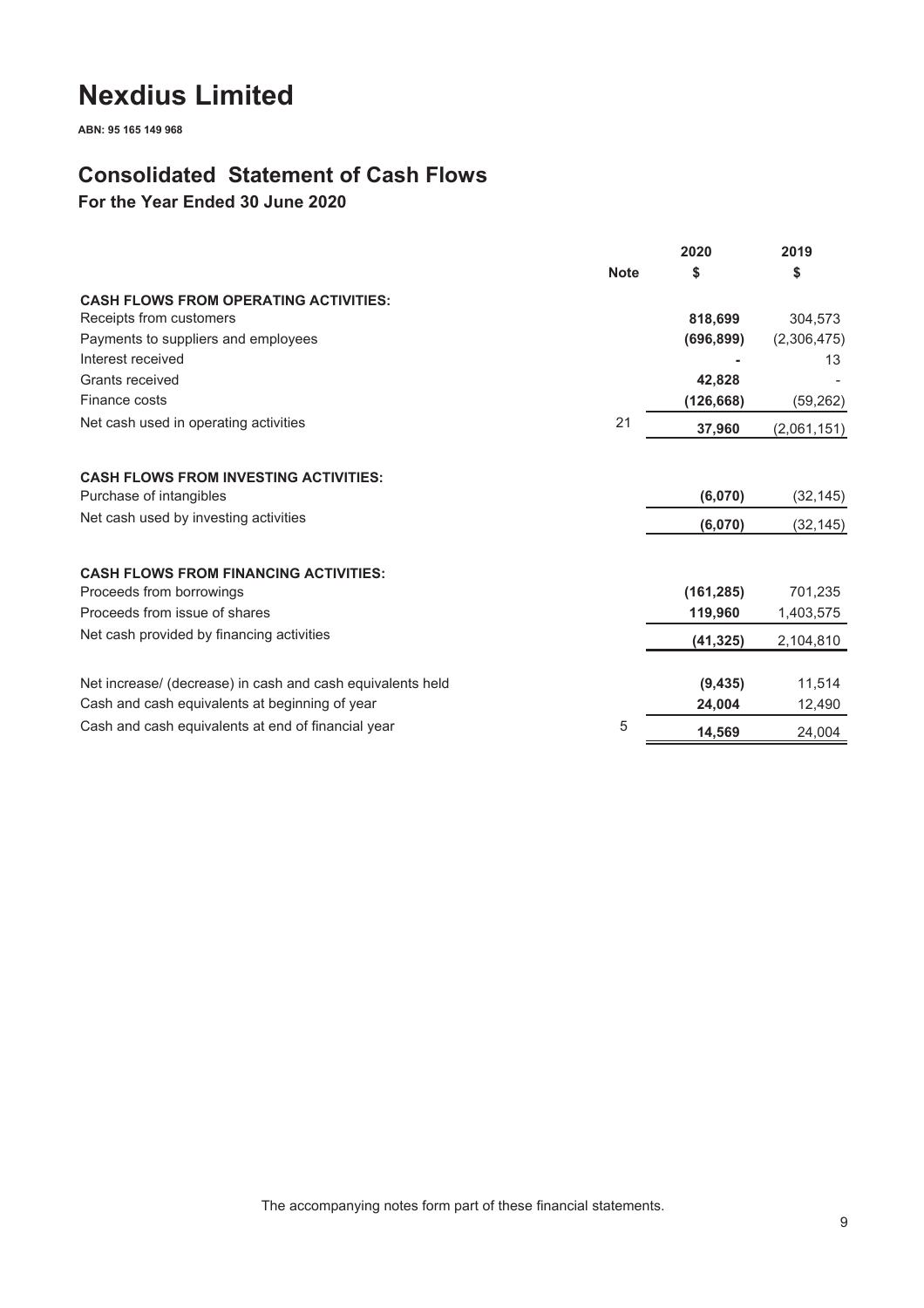# Nexdius Limited

**ABN: 95 165 149 968**

## Consolidated Statement of Cash Flows

### For the Year Ended 30 June 2020

| | Note | 2020<br>$ | 2019<br>$ |
|---|---|---|---|
| **CASH FLOWS FROM OPERATING ACTIVITIES:** | | | |
| Receipts from customers | | **818,699** | 304,573 |
| Payments to suppliers and employees | | **(696,899)** | (2,306,475) |
| Interest received | | **-** | 13 |
| Grants received | | **42,828** | - |
| Finance costs | | **(126,668)** | (59,262) |
| Net cash used in operating activities | 21 | **37,960** | (2,061,151) |
| | | | |
| **CASH FLOWS FROM INVESTING ACTIVITIES:** | | | |
| Purchase of intangibles | | **(6,070)** | (32,145) |
| Net cash used by investing activities | | **(6,070)** | (32,145) |
| | | | |
| **CASH FLOWS FROM FINANCING ACTIVITIES:** | | | |
| Proceeds from borrowings | | **(161,285)** | 701,235 |
| Proceeds from issue of shares | | **119,960** | 1,403,575 |
| Net cash provided by financing activities | | **(41,325)** | 2,104,810 |
| | | | |
| Net increase/ (decrease) in cash and cash equivalents held | | **(9,435)** | 11,514 |
| Cash and cash equivalents at beginning of year | | **24,004** | 12,490 |
| Cash and cash equivalents at end of financial year | 5 | **14,569** | 24,004 |

The accompanying notes form part of these financial statements.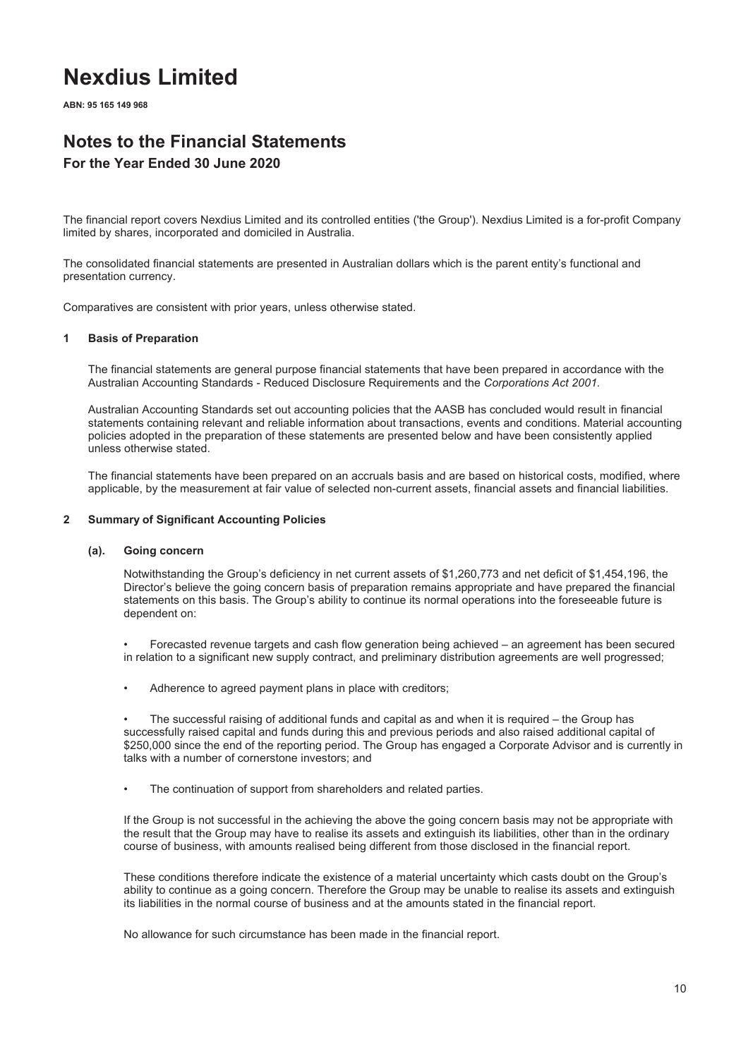# Nexdius Limited

**ABN: 95 165 149 968**

## Notes to the Financial Statements

### For the Year Ended 30 June 2020

The financial report covers Nexdius Limited and its controlled entities ('the Group'). Nexdius Limited is a for-profit Company limited by shares, incorporated and domiciled in Australia.

The consolidated financial statements are presented in Australian dollars which is the parent entity's functional and presentation currency.

Comparatives are consistent with prior years, unless otherwise stated.

### 1 Basis of Preparation

The financial statements are general purpose financial statements that have been prepared in accordance with the Australian Accounting Standards - Reduced Disclosure Requirements and the *Corporations Act 2001*.

Australian Accounting Standards set out accounting policies that the AASB has concluded would result in financial statements containing relevant and reliable information about transactions, events and conditions. Material accounting policies adopted in the preparation of these statements are presented below and have been consistently applied unless otherwise stated.

The financial statements have been prepared on an accruals basis and are based on historical costs, modified, where applicable, by the measurement at fair value of selected non-current assets, financial assets and financial liabilities.

### 2 Summary of Significant Accounting Policies

#### (a). Going concern

Notwithstanding the Group's deficiency in net current assets of $1,260,773 and net deficit of $1,454,196, the Director's believe the going concern basis of preparation remains appropriate and have prepared the financial statements on this basis. The Group's ability to continue its normal operations into the foreseeable future is dependent on:

- Forecasted revenue targets and cash flow generation being achieved – an agreement has been secured in relation to a significant new supply contract, and preliminary distribution agreements are well progressed;
- Adherence to agreed payment plans in place with creditors;
- The successful raising of additional funds and capital as and when it is required – the Group has successfully raised capital and funds during this and previous periods and also raised additional capital of $250,000 since the end of the reporting period. The Group has engaged a Corporate Advisor and is currently in talks with a number of cornerstone investors; and
- The continuation of support from shareholders and related parties.

If the Group is not successful in the achieving the above the going concern basis may not be appropriate with the result that the Group may have to realise its assets and extinguish its liabilities, other than in the ordinary course of business, with amounts realised being different from those disclosed in the financial report.

These conditions therefore indicate the existence of a material uncertainty which casts doubt on the Group's ability to continue as a going concern. Therefore the Group may be unable to realise its assets and extinguish its liabilities in the normal course of business and at the amounts stated in the financial report.

No allowance for such circumstance has been made in the financial report.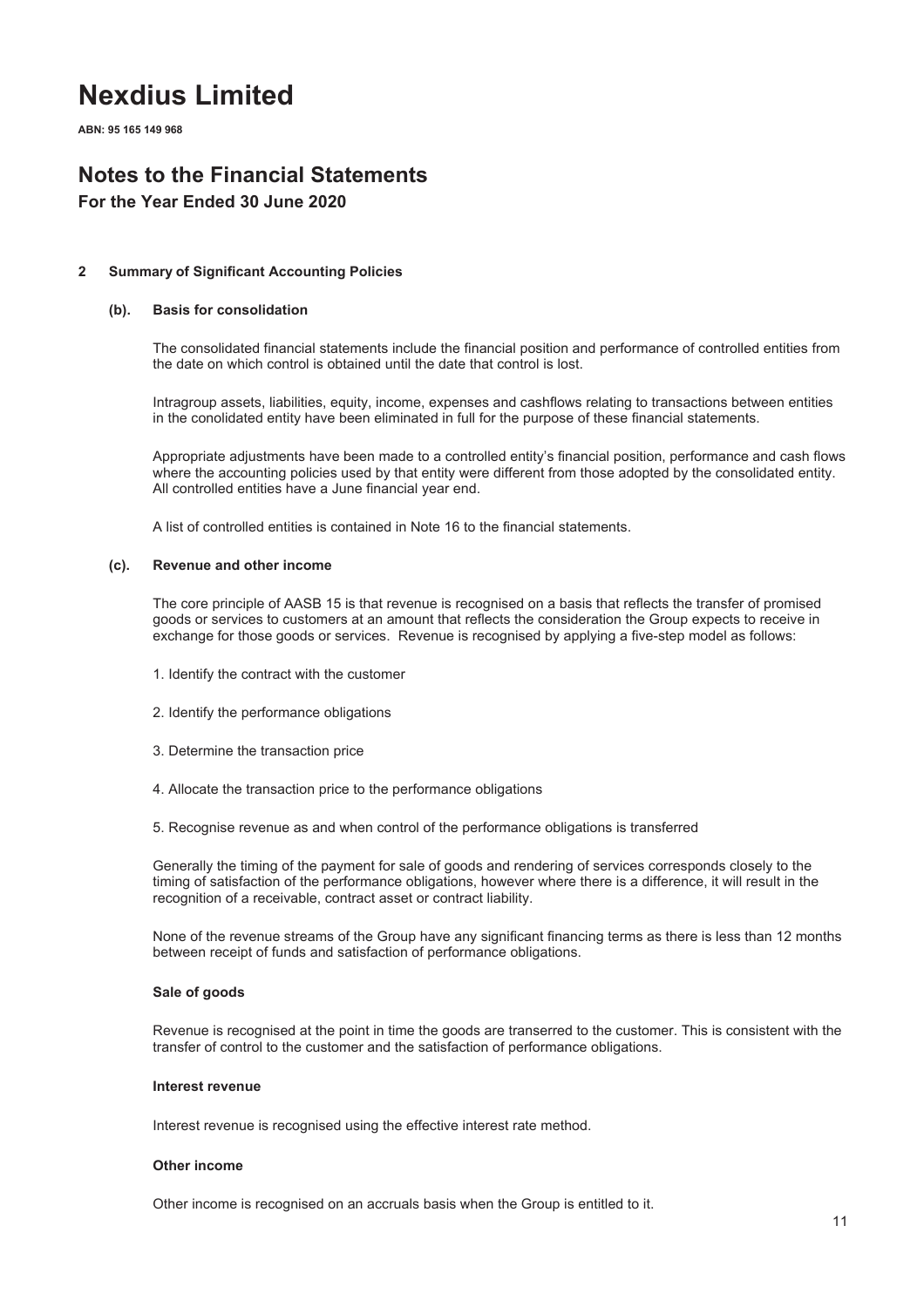# Nexdius Limited

**ABN: 95 165 149 968**

## Notes to the Financial Statements

**For the Year Ended 30 June 2020**

**2 Summary of Significant Accounting Policies**

**(b). Basis for consolidation**

The consolidated financial statements include the financial position and performance of controlled entities from the date on which control is obtained until the date that control is lost.

Intragroup assets, liabilities, equity, income, expenses and cashflows relating to transactions between entities in the conolidated entity have been eliminated in full for the purpose of these financial statements.

Appropriate adjustments have been made to a controlled entity's financial position, performance and cash flows where the accounting policies used by that entity were different from those adopted by the consolidated entity. All controlled entities have a June financial year end.

A list of controlled entities is contained in Note 16 to the financial statements.

**(c). Revenue and other income**

The core principle of AASB 15 is that revenue is recognised on a basis that reflects the transfer of promised goods or services to customers at an amount that reflects the consideration the Group expects to receive in exchange for those goods or services. Revenue is recognised by applying a five-step model as follows:

1. Identify the contract with the customer

2. Identify the performance obligations

3. Determine the transaction price

4. Allocate the transaction price to the performance obligations

5. Recognise revenue as and when control of the performance obligations is transferred

Generally the timing of the payment for sale of goods and rendering of services corresponds closely to the timing of satisfaction of the performance obligations, however where there is a difference, it will result in the recognition of a receivable, contract asset or contract liability.

None of the revenue streams of the Group have any significant financing terms as there is less than 12 months between receipt of funds and satisfaction of performance obligations.

**Sale of goods**

Revenue is recognised at the point in time the goods are transerred to the customer. This is consistent with the transfer of control to the customer and the satisfaction of performance obligations.

**Interest revenue**

Interest revenue is recognised using the effective interest rate method.

**Other income**

Other income is recognised on an accruals basis when the Group is entitled to it.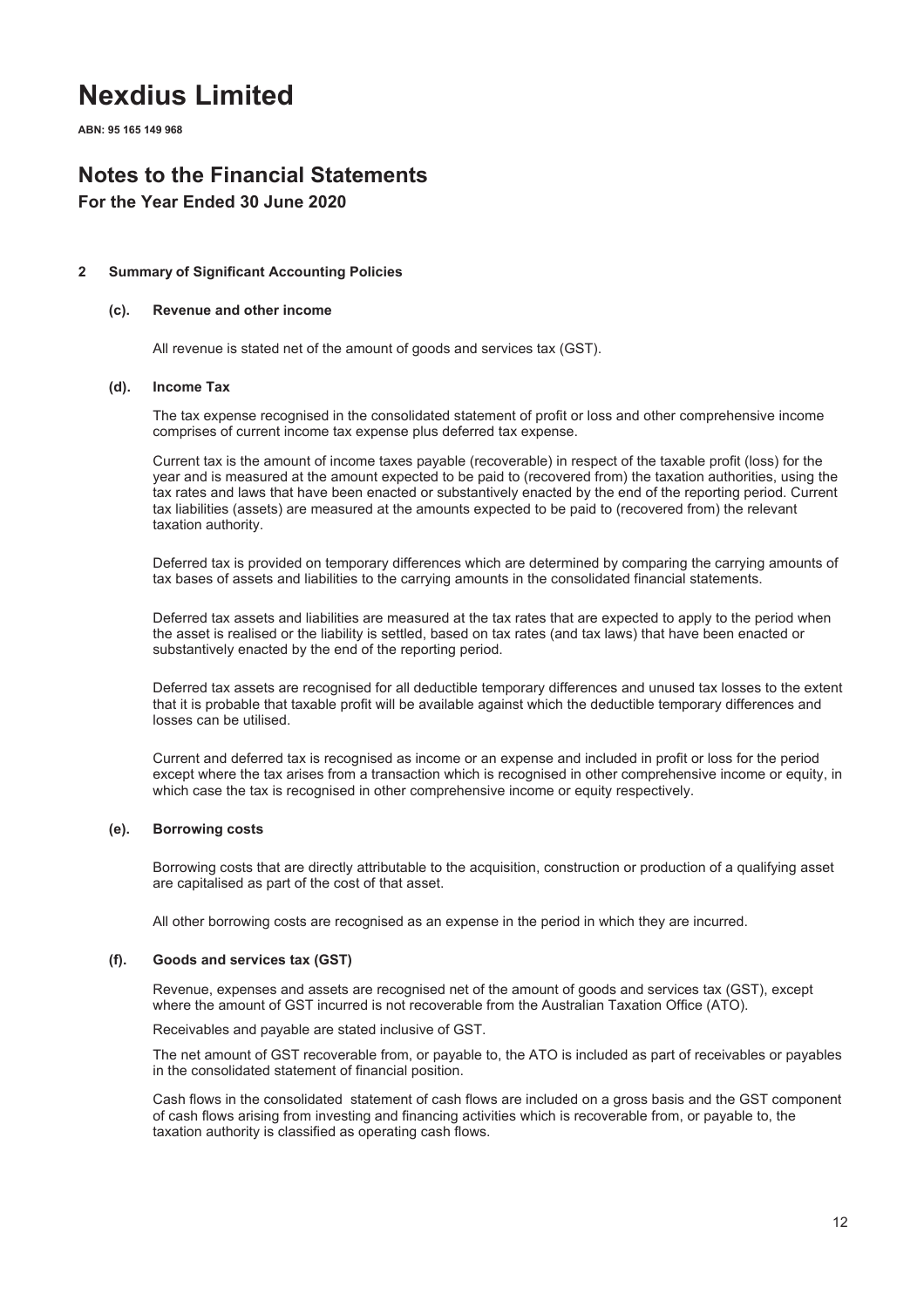# Nexdius Limited

**ABN: 95 165 149 968**

## Notes to the Financial Statements

### For the Year Ended 30 June 2020

**2 Summary of Significant Accounting Policies**

**(c). Revenue and other income**

All revenue is stated net of the amount of goods and services tax (GST).

**(d). Income Tax**

The tax expense recognised in the consolidated statement of profit or loss and other comprehensive income comprises of current income tax expense plus deferred tax expense.

Current tax is the amount of income taxes payable (recoverable) in respect of the taxable profit (loss) for the year and is measured at the amount expected to be paid to (recovered from) the taxation authorities, using the tax rates and laws that have been enacted or substantively enacted by the end of the reporting period. Current tax liabilities (assets) are measured at the amounts expected to be paid to (recovered from) the relevant taxation authority.

Deferred tax is provided on temporary differences which are determined by comparing the carrying amounts of tax bases of assets and liabilities to the carrying amounts in the consolidated financial statements.

Deferred tax assets and liabilities are measured at the tax rates that are expected to apply to the period when the asset is realised or the liability is settled, based on tax rates (and tax laws) that have been enacted or substantively enacted by the end of the reporting period.

Deferred tax assets are recognised for all deductible temporary differences and unused tax losses to the extent that it is probable that taxable profit will be available against which the deductible temporary differences and losses can be utilised.

Current and deferred tax is recognised as income or an expense and included in profit or loss for the period except where the tax arises from a transaction which is recognised in other comprehensive income or equity, in which case the tax is recognised in other comprehensive income or equity respectively.

**(e). Borrowing costs**

Borrowing costs that are directly attributable to the acquisition, construction or production of a qualifying asset are capitalised as part of the cost of that asset.

All other borrowing costs are recognised as an expense in the period in which they are incurred.

**(f). Goods and services tax (GST)**

Revenue, expenses and assets are recognised net of the amount of goods and services tax (GST), except where the amount of GST incurred is not recoverable from the Australian Taxation Office (ATO).

Receivables and payable are stated inclusive of GST.

The net amount of GST recoverable from, or payable to, the ATO is included as part of receivables or payables in the consolidated statement of financial position.

Cash flows in the consolidated statement of cash flows are included on a gross basis and the GST component of cash flows arising from investing and financing activities which is recoverable from, or payable to, the taxation authority is classified as operating cash flows.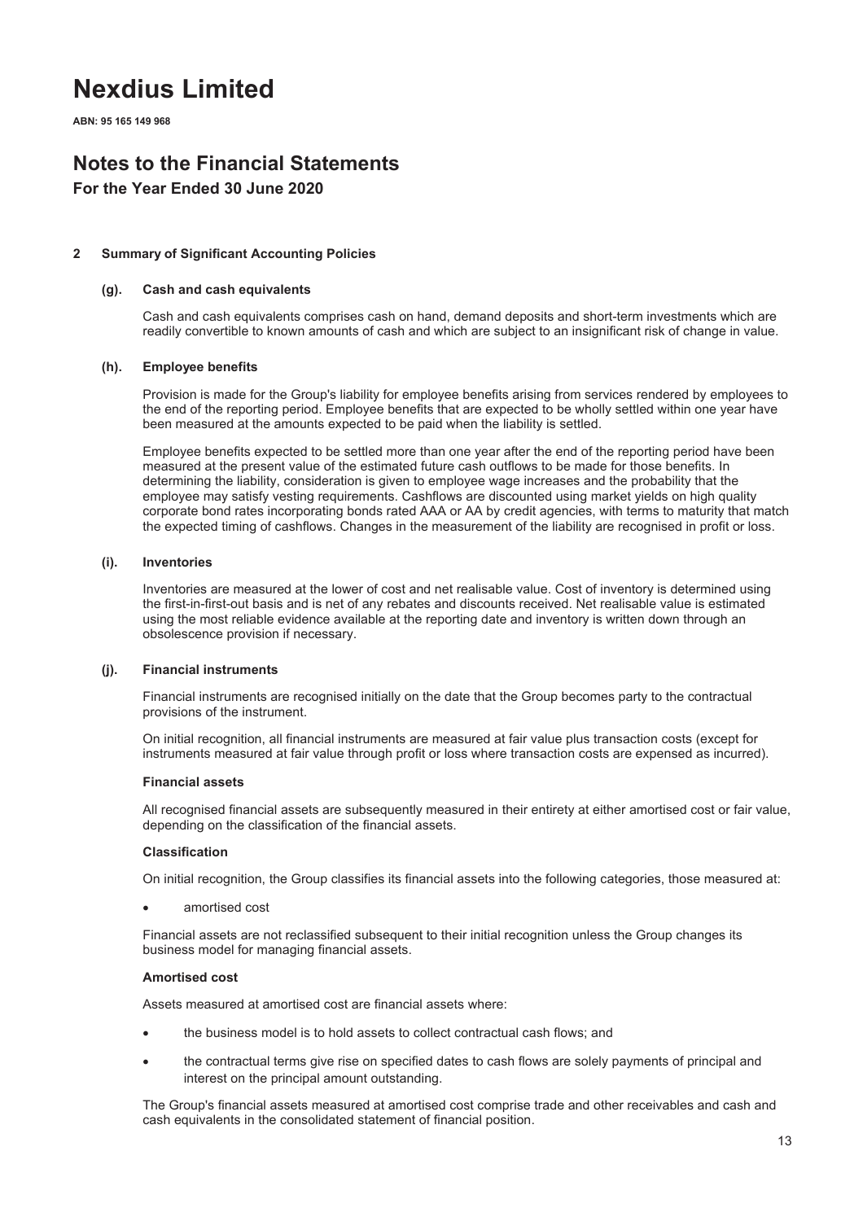# Nexdius Limited

**ABN: 95 165 149 968**

## Notes to the Financial Statements

**For the Year Ended 30 June 2020**

### 2 Summary of Significant Accounting Policies

#### (g). Cash and cash equivalents

Cash and cash equivalents comprises cash on hand, demand deposits and short-term investments which are readily convertible to known amounts of cash and which are subject to an insignificant risk of change in value.

#### (h). Employee benefits

Provision is made for the Group's liability for employee benefits arising from services rendered by employees to the end of the reporting period. Employee benefits that are expected to be wholly settled within one year have been measured at the amounts expected to be paid when the liability is settled.

Employee benefits expected to be settled more than one year after the end of the reporting period have been measured at the present value of the estimated future cash outflows to be made for those benefits. In determining the liability, consideration is given to employee wage increases and the probability that the employee may satisfy vesting requirements. Cashflows are discounted using market yields on high quality corporate bond rates incorporating bonds rated AAA or AA by credit agencies, with terms to maturity that match the expected timing of cashflows. Changes in the measurement of the liability are recognised in profit or loss.

#### (i). Inventories

Inventories are measured at the lower of cost and net realisable value. Cost of inventory is determined using the first-in-first-out basis and is net of any rebates and discounts received. Net realisable value is estimated using the most reliable evidence available at the reporting date and inventory is written down through an obsolescence provision if necessary.

#### (j). Financial instruments

Financial instruments are recognised initially on the date that the Group becomes party to the contractual provisions of the instrument.

On initial recognition, all financial instruments are measured at fair value plus transaction costs (except for instruments measured at fair value through profit or loss where transaction costs are expensed as incurred).

**Financial assets**

All recognised financial assets are subsequently measured in their entirety at either amortised cost or fair value, depending on the classification of the financial assets.

**Classification**

On initial recognition, the Group classifies its financial assets into the following categories, those measured at:

- amortised cost

Financial assets are not reclassified subsequent to their initial recognition unless the Group changes its business model for managing financial assets.

**Amortised cost**

Assets measured at amortised cost are financial assets where:

- the business model is to hold assets to collect contractual cash flows; and
- the contractual terms give rise on specified dates to cash flows are solely payments of principal and interest on the principal amount outstanding.

The Group's financial assets measured at amortised cost comprise trade and other receivables and cash and cash equivalents in the consolidated statement of financial position.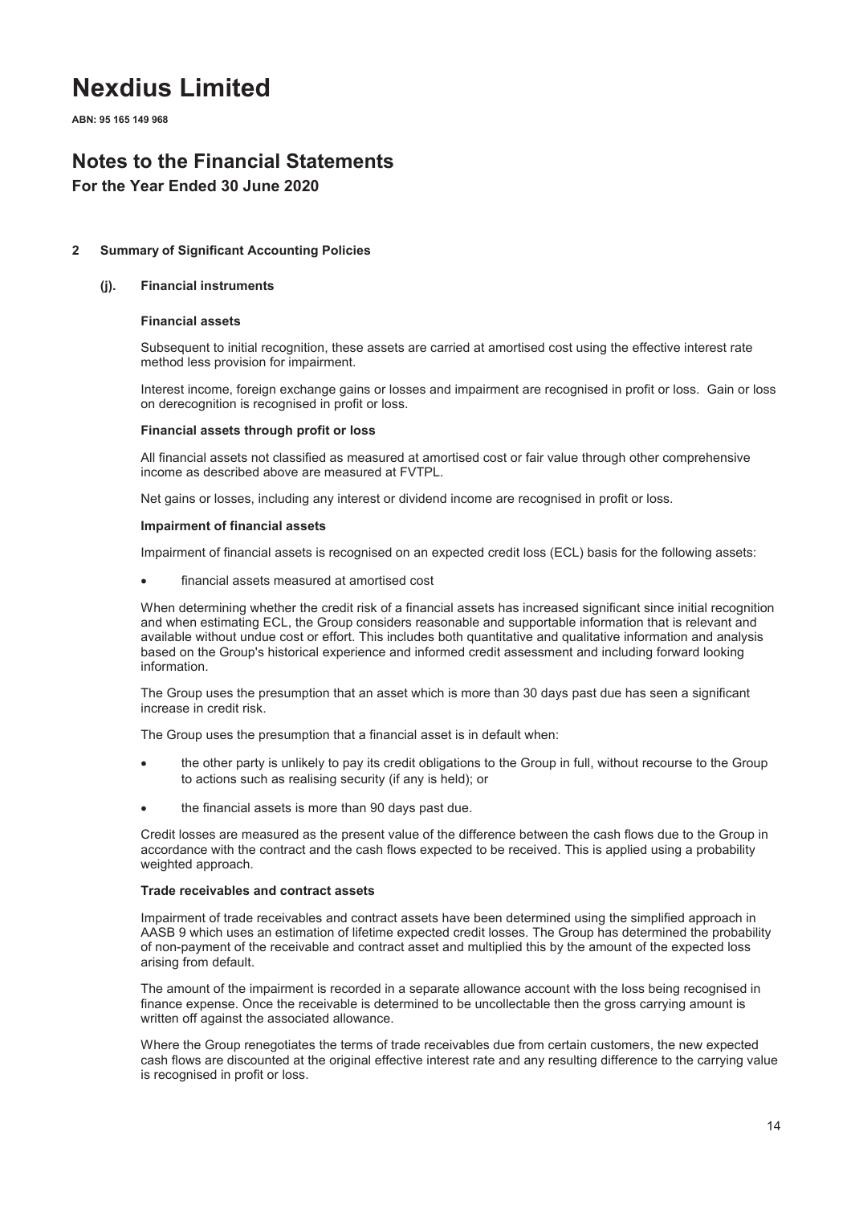# Nexdius Limited

**ABN: 95 165 149 968**

## Notes to the Financial Statements

**For the Year Ended 30 June 2020**

### 2 Summary of Significant Accounting Policies

#### (j). Financial instruments

**Financial assets**

Subsequent to initial recognition, these assets are carried at amortised cost using the effective interest rate method less provision for impairment.

Interest income, foreign exchange gains or losses and impairment are recognised in profit or loss. Gain or loss on derecognition is recognised in profit or loss.

**Financial assets through profit or loss**

All financial assets not classified as measured at amortised cost or fair value through other comprehensive income as described above are measured at FVTPL.

Net gains or losses, including any interest or dividend income are recognised in profit or loss.

**Impairment of financial assets**

Impairment of financial assets is recognised on an expected credit loss (ECL) basis for the following assets:

- financial assets measured at amortised cost

When determining whether the credit risk of a financial assets has increased significant since initial recognition and when estimating ECL, the Group considers reasonable and supportable information that is relevant and available without undue cost or effort. This includes both quantitative and qualitative information and analysis based on the Group's historical experience and informed credit assessment and including forward looking information.

The Group uses the presumption that an asset which is more than 30 days past due has seen a significant increase in credit risk.

The Group uses the presumption that a financial asset is in default when:

- the other party is unlikely to pay its credit obligations to the Group in full, without recourse to the Group to actions such as realising security (if any is held); or
- the financial assets is more than 90 days past due.

Credit losses are measured as the present value of the difference between the cash flows due to the Group in accordance with the contract and the cash flows expected to be received. This is applied using a probability weighted approach.

**Trade receivables and contract assets**

Impairment of trade receivables and contract assets have been determined using the simplified approach in AASB 9 which uses an estimation of lifetime expected credit losses. The Group has determined the probability of non-payment of the receivable and contract asset and multiplied this by the amount of the expected loss arising from default.

The amount of the impairment is recorded in a separate allowance account with the loss being recognised in finance expense. Once the receivable is determined to be uncollectable then the gross carrying amount is written off against the associated allowance.

Where the Group renegotiates the terms of trade receivables due from certain customers, the new expected cash flows are discounted at the original effective interest rate and any resulting difference to the carrying value is recognised in profit or loss.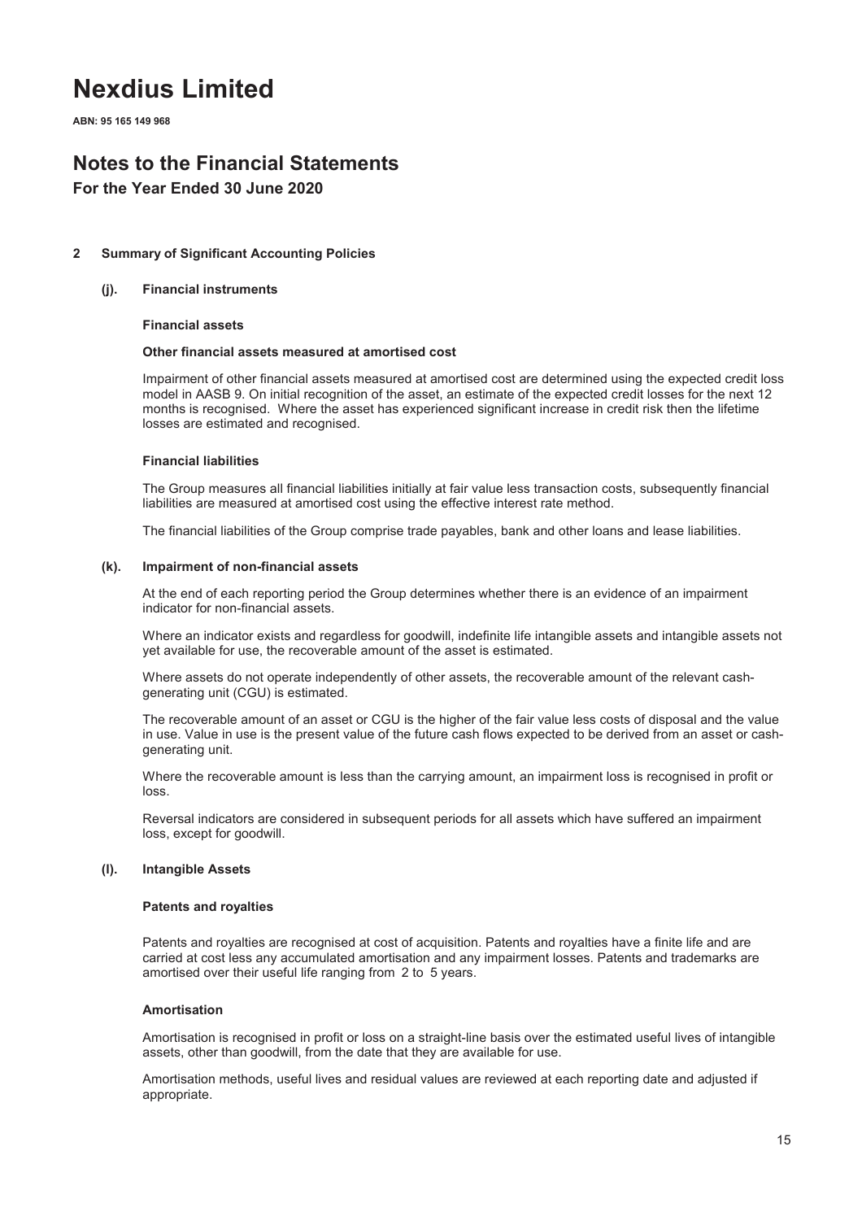# Nexdius Limited

**ABN: 95 165 149 968**

## Notes to the Financial Statements

**For the Year Ended 30 June 2020**

**2 Summary of Significant Accounting Policies**

**(j). Financial instruments**

**Financial assets**

**Other financial assets measured at amortised cost**

Impairment of other financial assets measured at amortised cost are determined using the expected credit loss model in AASB 9. On initial recognition of the asset, an estimate of the expected credit losses for the next 12 months is recognised. Where the asset has experienced significant increase in credit risk then the lifetime losses are estimated and recognised.

**Financial liabilities**

The Group measures all financial liabilities initially at fair value less transaction costs, subsequently financial liabilities are measured at amortised cost using the effective interest rate method.

The financial liabilities of the Group comprise trade payables, bank and other loans and lease liabilities.

**(k). Impairment of non-financial assets**

At the end of each reporting period the Group determines whether there is an evidence of an impairment indicator for non-financial assets.

Where an indicator exists and regardless for goodwill, indefinite life intangible assets and intangible assets not yet available for use, the recoverable amount of the asset is estimated.

Where assets do not operate independently of other assets, the recoverable amount of the relevant cash-generating unit (CGU) is estimated.

The recoverable amount of an asset or CGU is the higher of the fair value less costs of disposal and the value in use. Value in use is the present value of the future cash flows expected to be derived from an asset or cash-generating unit.

Where the recoverable amount is less than the carrying amount, an impairment loss is recognised in profit or loss.

Reversal indicators are considered in subsequent periods for all assets which have suffered an impairment loss, except for goodwill.

**(l). Intangible Assets**

**Patents and royalties**

Patents and royalties are recognised at cost of acquisition. Patents and royalties have a finite life and are carried at cost less any accumulated amortisation and any impairment losses. Patents and trademarks are amortised over their useful life ranging from 2 to 5 years.

**Amortisation**

Amortisation is recognised in profit or loss on a straight-line basis over the estimated useful lives of intangible assets, other than goodwill, from the date that they are available for use.

Amortisation methods, useful lives and residual values are reviewed at each reporting date and adjusted if appropriate.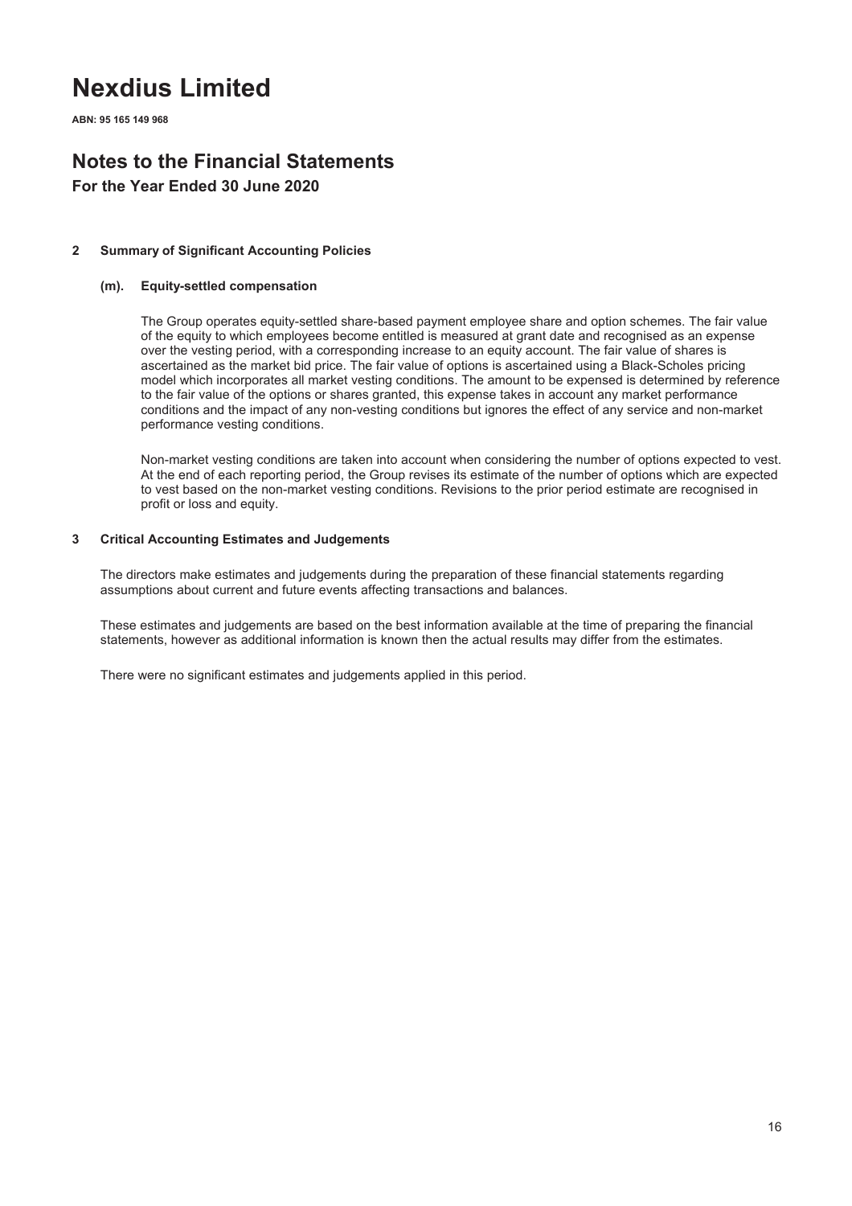# Nexdius Limited

**ABN: 95 165 149 968**

## Notes to the Financial Statements

### For the Year Ended 30 June 2020

**2 Summary of Significant Accounting Policies**

**(m). Equity-settled compensation**

The Group operates equity-settled share-based payment employee share and option schemes. The fair value of the equity to which employees become entitled is measured at grant date and recognised as an expense over the vesting period, with a corresponding increase to an equity account. The fair value of shares is ascertained as the market bid price. The fair value of options is ascertained using a Black-Scholes pricing model which incorporates all market vesting conditions. The amount to be expensed is determined by reference to the fair value of the options or shares granted, this expense takes in account any market performance conditions and the impact of any non-vesting conditions but ignores the effect of any service and non-market performance vesting conditions.

Non-market vesting conditions are taken into account when considering the number of options expected to vest. At the end of each reporting period, the Group revises its estimate of the number of options which are expected to vest based on the non-market vesting conditions. Revisions to the prior period estimate are recognised in profit or loss and equity.

**3 Critical Accounting Estimates and Judgements**

The directors make estimates and judgements during the preparation of these financial statements regarding assumptions about current and future events affecting transactions and balances.

These estimates and judgements are based on the best information available at the time of preparing the financial statements, however as additional information is known then the actual results may differ from the estimates.

There were no significant estimates and judgements applied in this period.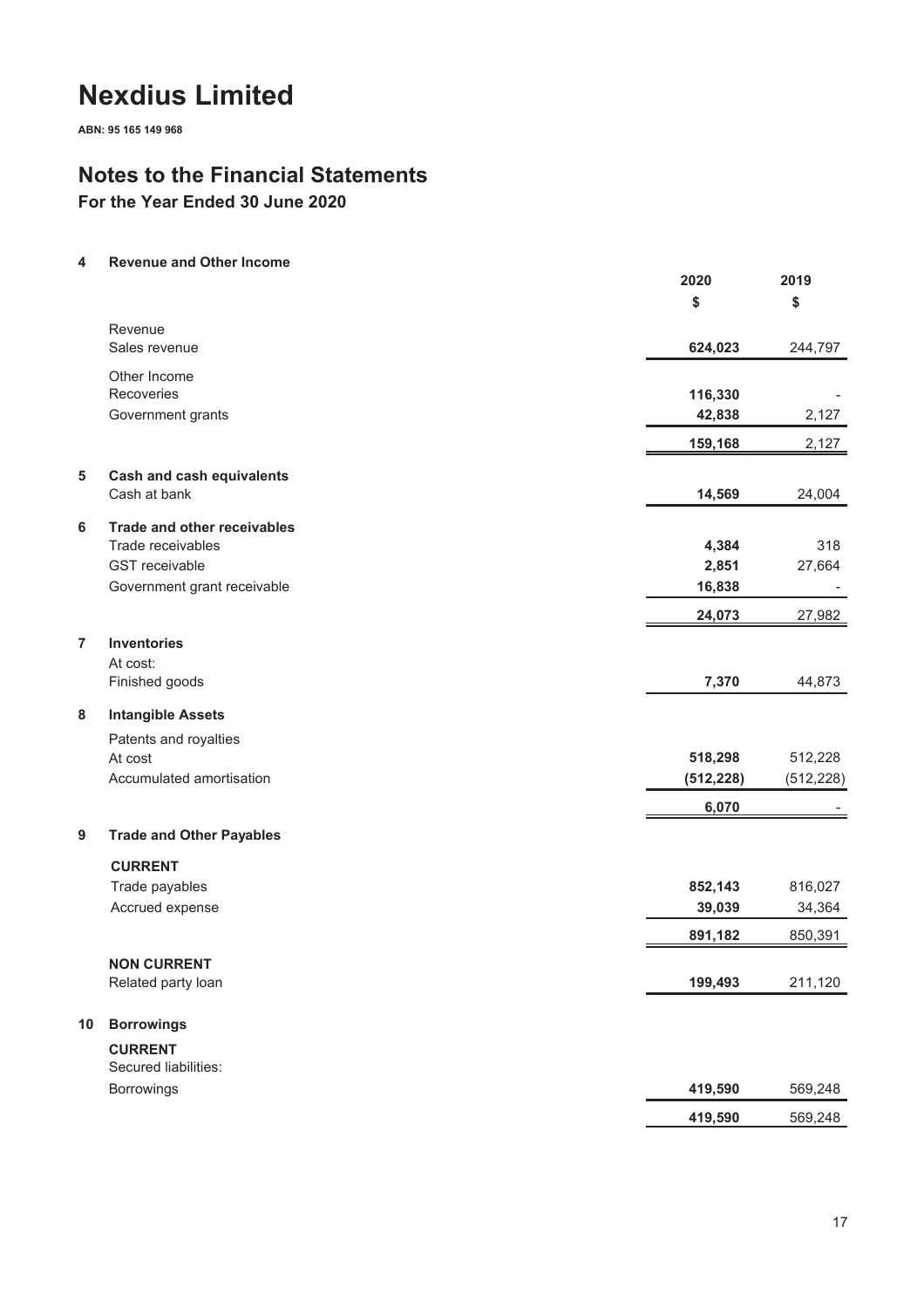# Nexdius Limited

**ABN: 95 165 149 968**

## Notes to the Financial Statements

### For the Year Ended 30 June 2020

**4 Revenue and Other Income**

| | 2020 | 2019 |
|---|---|---|
| | $ | $ |
| Revenue | | |
| Sales revenue | **624,023** | 244,797 |
| Other Income | | |
| Recoveries | **116,330** | - |
| Government grants | **42,838** | 2,127 |
| | **159,168** | 2,127 |

**5 Cash and cash equivalents**

| | 2020 | 2019 |
|---|---|---|
| Cash at bank | **14,569** | 24,004 |

**6 Trade and other receivables**

| | 2020 | 2019 |
|---|---|---|
| Trade receivables | **4,384** | 318 |
| GST receivable | **2,851** | 27,664 |
| Government grant receivable | **16,838** | - |
| | **24,073** | 27,982 |

**7 Inventories**

| | 2020 | 2019 |
|---|---|---|
| At cost: | | |
| Finished goods | **7,370** | 44,873 |

**8 Intangible Assets**

| | 2020 | 2019 |
|---|---|---|
| Patents and royalties | | |
| At cost | **518,298** | 512,228 |
| Accumulated amortisation | **(512,228)** | (512,228) |
| | **6,070** | - |

**9 Trade and Other Payables**

| | 2020 | 2019 |
|---|---|---|
| **CURRENT** | | |
| Trade payables | **852,143** | 816,027 |
| Accrued expense | **39,039** | 34,364 |
| | **891,182** | 850,391 |
| **NON CURRENT** | | |
| Related party loan | **199,493** | 211,120 |

**10 Borrowings**

| | 2020 | 2019 |
|---|---|---|
| **CURRENT** | | |
| Secured liabilities: | | |
| Borrowings | **419,590** | 569,248 |
| | **419,590** | 569,248 |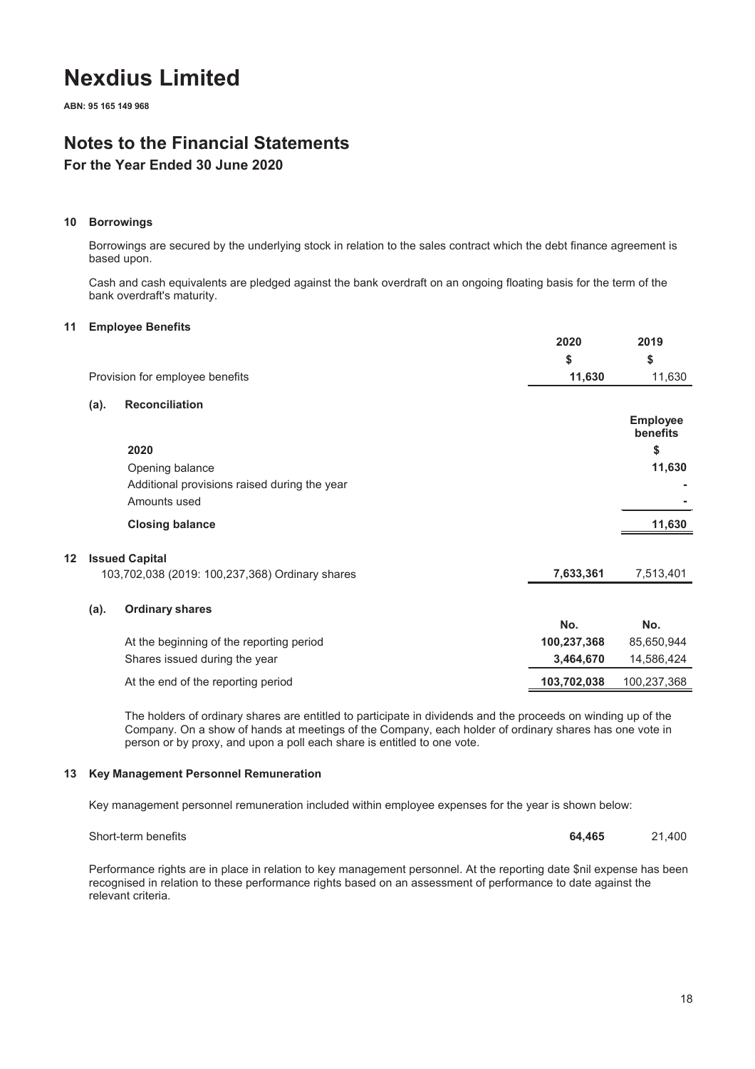# Nexdius Limited

**ABN: 95 165 149 968**

## Notes to the Financial Statements

### For the Year Ended 30 June 2020

#### 10 Borrowings

Borrowings are secured by the underlying stock in relation to the sales contract which the debt finance agreement is based upon.

Cash and cash equivalents are pledged against the bank overdraft on an ongoing floating basis for the term of the bank overdraft's maturity.

#### 11 Employee Benefits

| | 2020 | 2019 |
|---|---|---|
| | $ | $ |
| Provision for employee benefits | **11,630** | 11,630 |

**(a). Reconciliation**

| | Employee benefits |
|---|---|
| **2020** | $ |
| Opening balance | **11,630** |
| Additional provisions raised during the year | **-** |
| Amounts used | **-** |
| **Closing balance** | **11,630** |

#### 12 Issued Capital

| | 2020 | 2019 |
|---|---|---|
| 103,702,038 (2019: 100,237,368) Ordinary shares | **7,633,361** | 7,513,401 |

**(a). Ordinary shares**

| | No. | No. |
|---|---|---|
| At the beginning of the reporting period | **100,237,368** | 85,650,944 |
| Shares issued during the year | **3,464,670** | 14,586,424 |
| At the end of the reporting period | **103,702,038** | 100,237,368 |

The holders of ordinary shares are entitled to participate in dividends and the proceeds on winding up of the Company. On a show of hands at meetings of the Company, each holder of ordinary shares has one vote in person or by proxy, and upon a poll each share is entitled to one vote.

#### 13 Key Management Personnel Remuneration

Key management personnel remuneration included within employee expenses for the year is shown below:

| | 2020 | 2019 |
|---|---|---|
| Short-term benefits | **64,465** | 21,400 |

Performance rights are in place in relation to key management personnel. At the reporting date $nil expense has been recognised in relation to these performance rights based on an assessment of performance to date against the relevant criteria.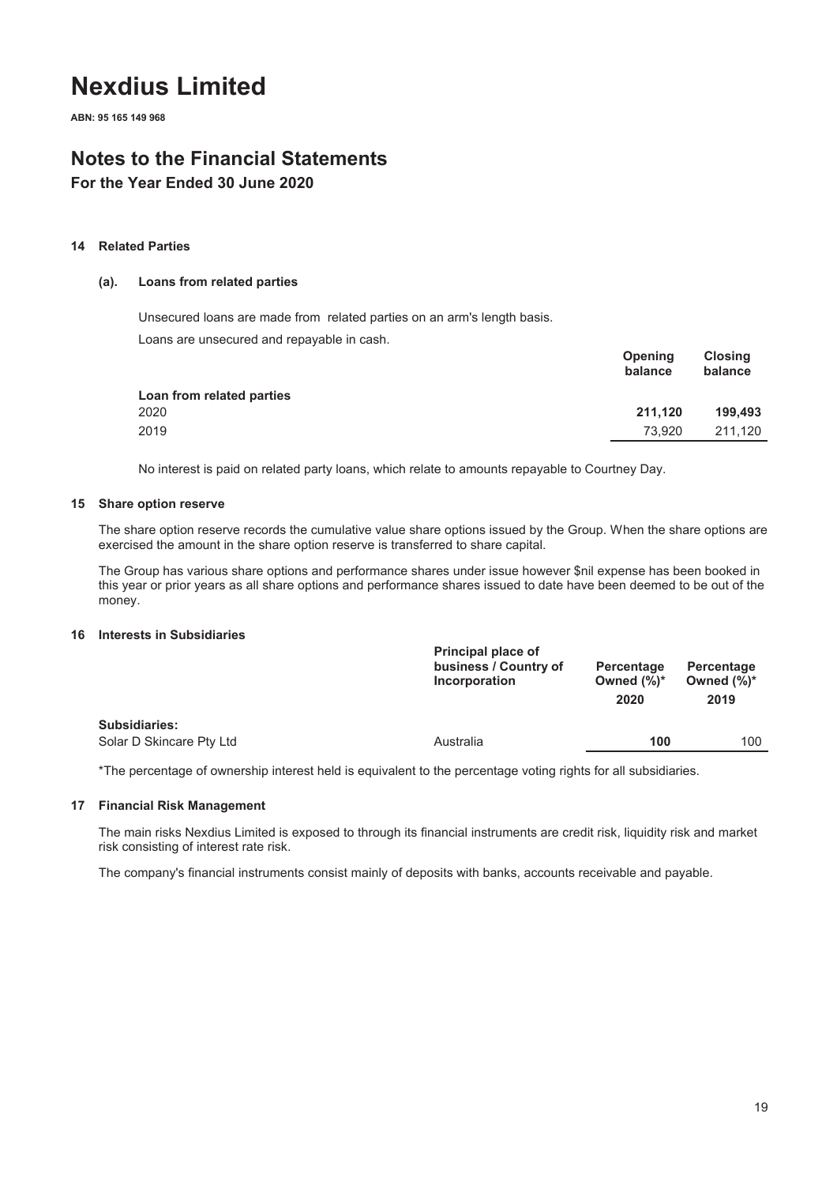# Nexdius Limited

**ABN: 95 165 149 968**

## Notes to the Financial Statements

### For the Year Ended 30 June 2020

#### 14 Related Parties

##### (a). Loans from related parties

Unsecured loans are made from related parties on an arm's length basis.

Loans are unsecured and repayable in cash.

| | Opening balance | Closing balance |
|---|---|---|
| **Loan from related parties** | | |
| 2020 | **211,120** | **199,493** |
| 2019 | 73,920 | 211,120 |

No interest is paid on related party loans, which relate to amounts repayable to Courtney Day.

#### 15 Share option reserve

The share option reserve records the cumulative value share options issued by the Group. When the share options are exercised the amount in the share option reserve is transferred to share capital.

The Group has various share options and performance shares under issue however $nil expense has been booked in this year or prior years as all share options and performance shares issued to date have been deemed to be out of the money.

#### 16 Interests in Subsidiaries

| | Principal place of business / Country of Incorporation | Percentage Owned (%)* 2020 | Percentage Owned (%)* 2019 |
|---|---|---|---|
| **Subsidiaries:** | | | |
| Solar D Skincare Pty Ltd | Australia | **100** | 100 |

*The percentage of ownership interest held is equivalent to the percentage voting rights for all subsidiaries.

#### 17 Financial Risk Management

The main risks Nexdius Limited is exposed to through its financial instruments are credit risk, liquidity risk and market risk consisting of interest rate risk.

The company's financial instruments consist mainly of deposits with banks, accounts receivable and payable.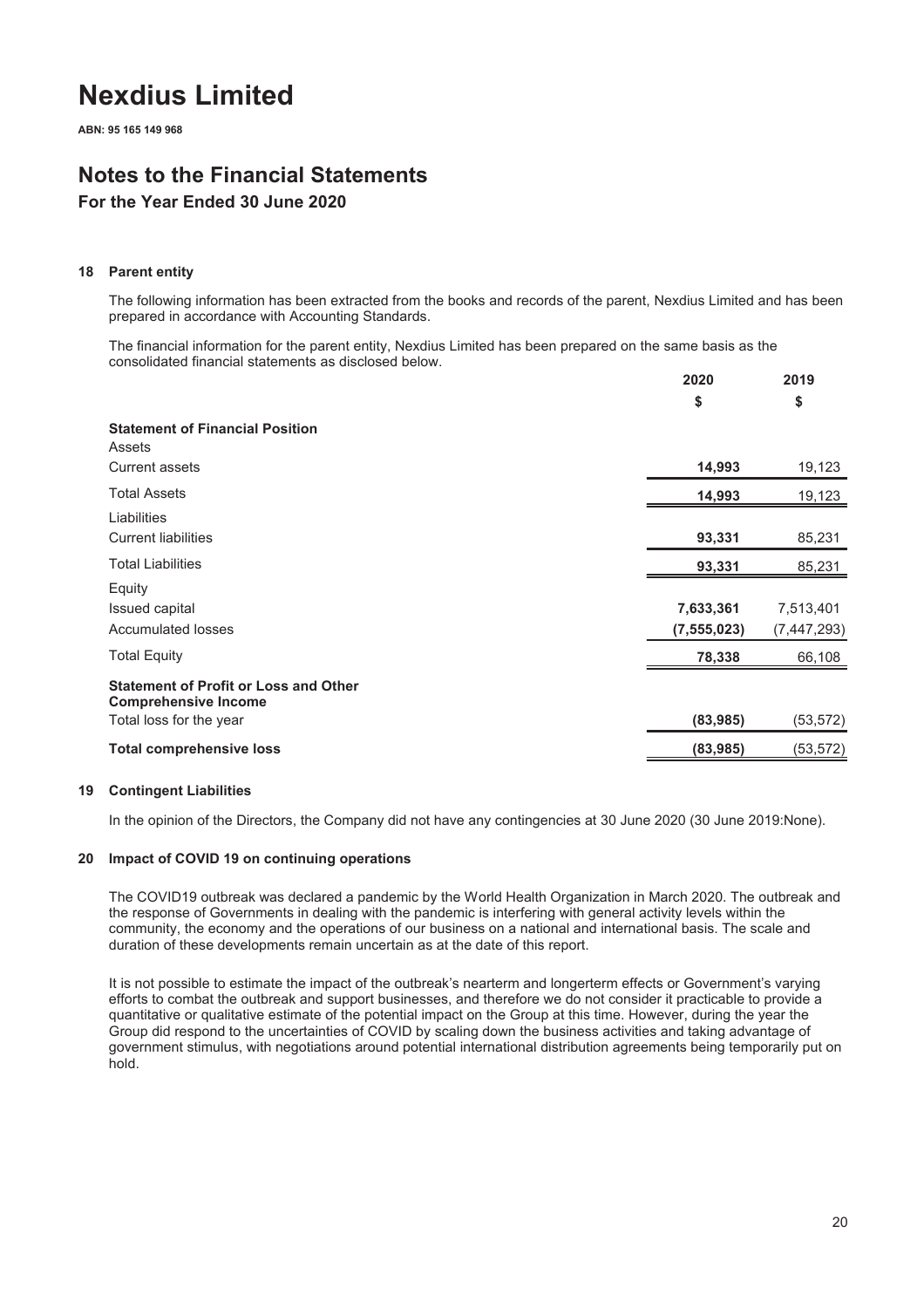# Nexdius Limited

**ABN: 95 165 149 968**

## Notes to the Financial Statements

### For the Year Ended 30 June 2020

#### 18 Parent entity

The following information has been extracted from the books and records of the parent, Nexdius Limited and has been prepared in accordance with Accounting Standards.

The financial information for the parent entity, Nexdius Limited has been prepared on the same basis as the consolidated financial statements as disclosed below.

| | 2020 | 2019 |
|---|---|---|
| | $ | $ |
| **Statement of Financial Position** | | |
| Assets | | |
| Current assets | **14,993** | 19,123 |
| Total Assets | **14,993** | 19,123 |
| Liabilities | | |
| Current liabilities | **93,331** | 85,231 |
| Total Liabilities | **93,331** | 85,231 |
| Equity | | |
| Issued capital | **7,633,361** | 7,513,401 |
| Accumulated losses | **(7,555,023)** | (7,447,293) |
| Total Equity | **78,338** | 66,108 |
| **Statement of Profit or Loss and Other Comprehensive Income** | | |
| Total loss for the year | **(83,985)** | (53,572) |
| **Total comprehensive loss** | **(83,985)** | (53,572) |

#### 19 Contingent Liabilities

In the opinion of the Directors, the Company did not have any contingencies at 30 June 2020 (30 June 2019:None).

#### 20 Impact of COVID 19 on continuing operations

The COVID19 outbreak was declared a pandemic by the World Health Organization in March 2020. The outbreak and the response of Governments in dealing with the pandemic is interfering with general activity levels within the community, the economy and the operations of our business on a national and international basis. The scale and duration of these developments remain uncertain as at the date of this report.

It is not possible to estimate the impact of the outbreak's nearterm and longerterm effects or Government's varying efforts to combat the outbreak and support businesses, and therefore we do not consider it practicable to provide a quantitative or qualitative estimate of the potential impact on the Group at this time. However, during the year the Group did respond to the uncertainties of COVID by scaling down the business activities and taking advantage of government stimulus, with negotiations around potential international distribution agreements being temporarily put on hold.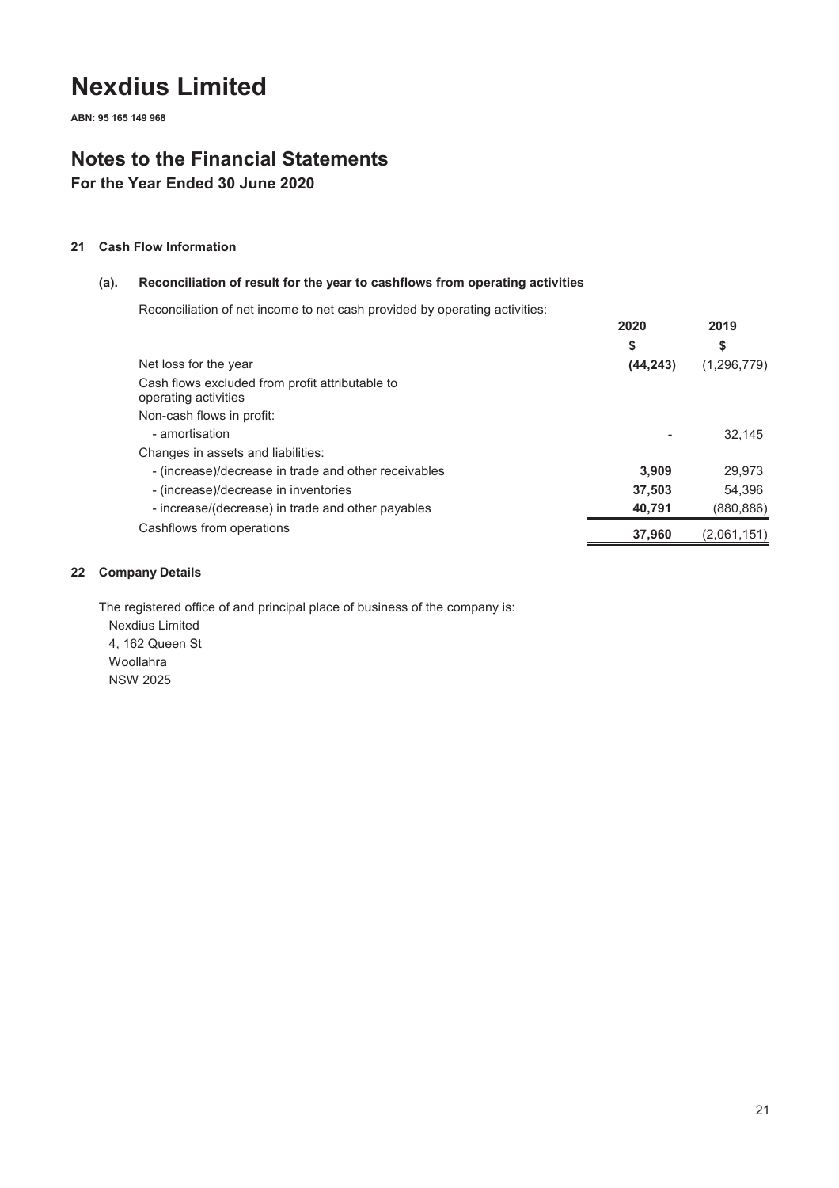# Nexdius Limited

**ABN: 95 165 149 968**

## Notes to the Financial Statements

**For the Year Ended 30 June 2020**

### 21 Cash Flow Information

#### (a). Reconciliation of result for the year to cashflows from operating activities

Reconciliation of net income to net cash provided by operating activities:

| | 2020 | 2019 |
|---|---|---|
| | $ | $ |
| Net loss for the year | **(44,243)** | (1,296,779) |
| Cash flows excluded from profit attributable to operating activities | | |
| Non-cash flows in profit: | | |
| - amortisation | **-** | 32,145 |
| Changes in assets and liabilities: | | |
| - (increase)/decrease in trade and other receivables | **3,909** | 29,973 |
| - (increase)/decrease in inventories | **37,503** | 54,396 |
| - increase/(decrease) in trade and other payables | **40,791** | (880,886) |
| Cashflows from operations | **37,960** | (2,061,151) |

### 22 Company Details

The registered office of and principal place of business of the company is:

Nexdius Limited  
4, 162 Queen St  
Woollahra  
NSW 2025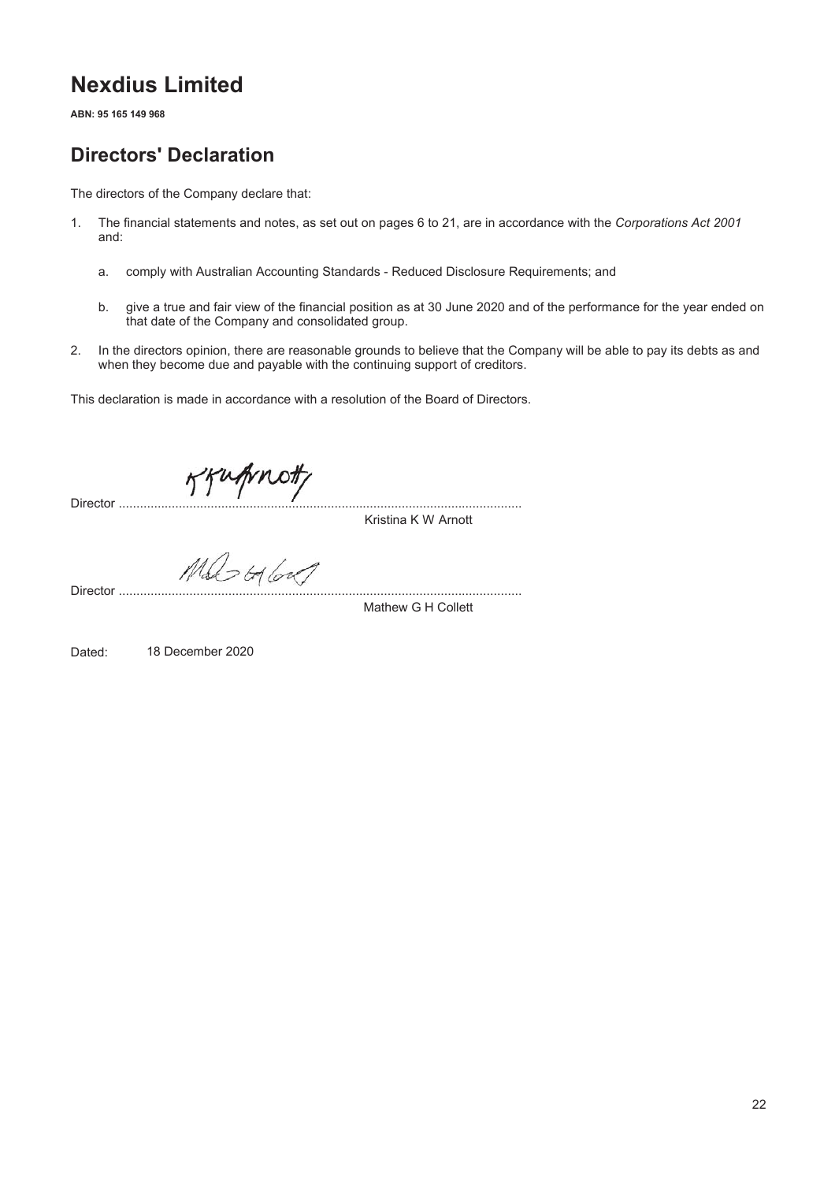# Nexdius Limited

**ABN: 95 165 149 968**

## Directors' Declaration

The directors of the Company declare that:

1. The financial statements and notes, as set out on pages 6 to 21, are in accordance with the *Corporations Act 2001* and:

   a. comply with Australian Accounting Standards - Reduced Disclosure Requirements; and

   b. give a true and fair view of the financial position as at 30 June 2020 and of the performance for the year ended on that date of the Company and consolidated group.

2. In the directors opinion, there are reasonable grounds to believe that the Company will be able to pay its debts as and when they become due and payable with the continuing support of creditors.

This declaration is made in accordance with a resolution of the Board of Directors.

Director ..................................................................................................................
Kristina K W Arnott

Director ..................................................................................................................
Mathew G H Collett

Dated: 18 December 2020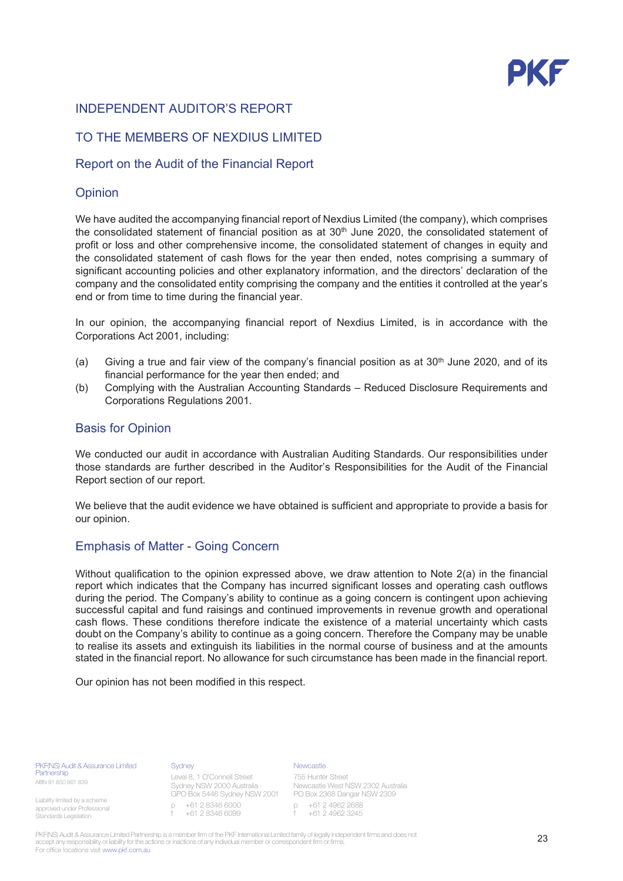# INDEPENDENT AUDITOR'S REPORT

# TO THE MEMBERS OF NEXDIUS LIMITED

## Report on the Audit of the Financial Report

## Opinion

We have audited the accompanying financial report of Nexdius Limited (the company), which comprises the consolidated statement of financial position as at 30th June 2020, the consolidated statement of profit or loss and other comprehensive income, the consolidated statement of changes in equity and the consolidated statement of cash flows for the year then ended, notes comprising a summary of significant accounting policies and other explanatory information, and the directors' declaration of the company and the consolidated entity comprising the company and the entities it controlled at the year's end or from time to time during the financial year.

In our opinion, the accompanying financial report of Nexdius Limited, is in accordance with the Corporations Act 2001, including:

(a) Giving a true and fair view of the company's financial position as at 30th June 2020, and of its financial performance for the year then ended; and

(b) Complying with the Australian Accounting Standards – Reduced Disclosure Requirements and Corporations Regulations 2001.

## Basis for Opinion

We conducted our audit in accordance with Australian Auditing Standards. Our responsibilities under those standards are further described in the Auditor's Responsibilities for the Audit of the Financial Report section of our report.

We believe that the audit evidence we have obtained is sufficient and appropriate to provide a basis for our opinion.

## Emphasis of Matter - Going Concern

Without qualification to the opinion expressed above, we draw attention to Note 2(a) in the financial report which indicates that the Company has incurred significant losses and operating cash outflows during the period. The Company's ability to continue as a going concern is contingent upon achieving successful capital and fund raisings and continued improvements in revenue growth and operational cash flows. These conditions therefore indicate the existence of a material uncertainty which casts doubt on the Company's ability to continue as a going concern. Therefore the Company may be unable to realise its assets and extinguish its liabilities in the normal course of business and at the amounts stated in the financial report. No allowance for such circumstance has been made in the financial report.

Our opinion has not been modified in this respect.

PKF(NS) Audit & Assurance Limited Partnership
ABN 91 850 861 839

Liability limited by a scheme approved under Professional Standards Legislation

Sydney
Level 8, 1 O'Connell Street
Sydney NSW 2000 Australia
GPO Box 5446 Sydney NSW 2001
p +61 2 8346 6000
f +61 2 8346 6099

Newcastle
755 Hunter Street
Newcastle West NSW 2302 Australia
PO Box 2368 Dangar NSW 2309
p +61 2 4962 2688
f +61 2 4962 3245

PKF(NS) Audit & Assurance Limited Partnership is a member firm of the PKF International Limited family of legally independent firms and does not accept any responsibility or liability for the actions or inactions of any individual member or correspondent firm or firms.
For office locations visit www.pkf.com.au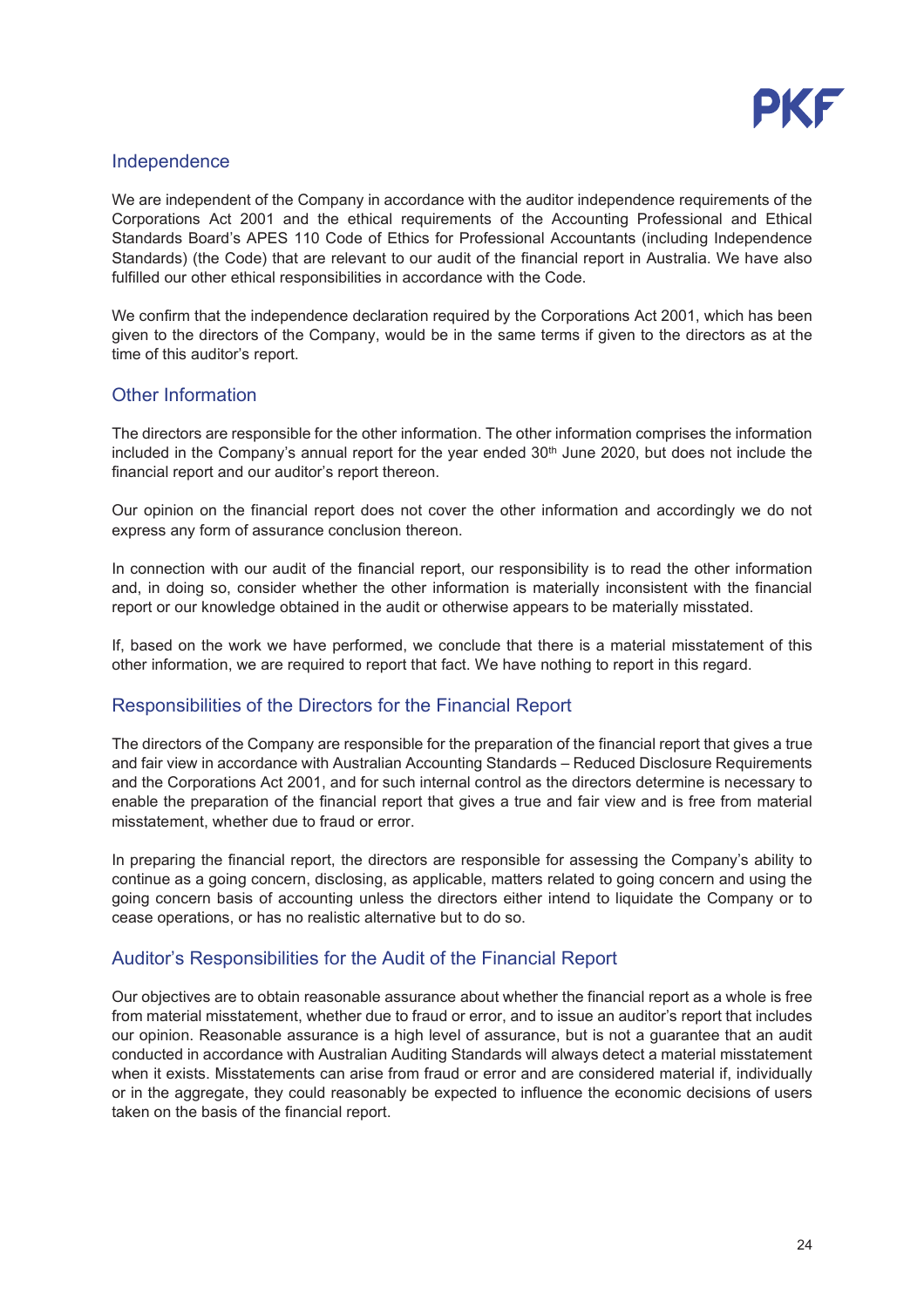## Independence

We are independent of the Company in accordance with the auditor independence requirements of the Corporations Act 2001 and the ethical requirements of the Accounting Professional and Ethical Standards Board's APES 110 Code of Ethics for Professional Accountants (including Independence Standards) (the Code) that are relevant to our audit of the financial report in Australia. We have also fulfilled our other ethical responsibilities in accordance with the Code.

We confirm that the independence declaration required by the Corporations Act 2001, which has been given to the directors of the Company, would be in the same terms if given to the directors as at the time of this auditor's report.

## Other Information

The directors are responsible for the other information. The other information comprises the information included in the Company's annual report for the year ended 30th June 2020, but does not include the financial report and our auditor's report thereon.

Our opinion on the financial report does not cover the other information and accordingly we do not express any form of assurance conclusion thereon.

In connection with our audit of the financial report, our responsibility is to read the other information and, in doing so, consider whether the other information is materially inconsistent with the financial report or our knowledge obtained in the audit or otherwise appears to be materially misstated.

If, based on the work we have performed, we conclude that there is a material misstatement of this other information, we are required to report that fact. We have nothing to report in this regard.

## Responsibilities of the Directors for the Financial Report

The directors of the Company are responsible for the preparation of the financial report that gives a true and fair view in accordance with Australian Accounting Standards – Reduced Disclosure Requirements and the Corporations Act 2001, and for such internal control as the directors determine is necessary to enable the preparation of the financial report that gives a true and fair view and is free from material misstatement, whether due to fraud or error.

In preparing the financial report, the directors are responsible for assessing the Company's ability to continue as a going concern, disclosing, as applicable, matters related to going concern and using the going concern basis of accounting unless the directors either intend to liquidate the Company or to cease operations, or has no realistic alternative but to do so.

## Auditor's Responsibilities for the Audit of the Financial Report

Our objectives are to obtain reasonable assurance about whether the financial report as a whole is free from material misstatement, whether due to fraud or error, and to issue an auditor's report that includes our opinion. Reasonable assurance is a high level of assurance, but is not a guarantee that an audit conducted in accordance with Australian Auditing Standards will always detect a material misstatement when it exists. Misstatements can arise from fraud or error and are considered material if, individually or in the aggregate, they could reasonably be expected to influence the economic decisions of users taken on the basis of the financial report.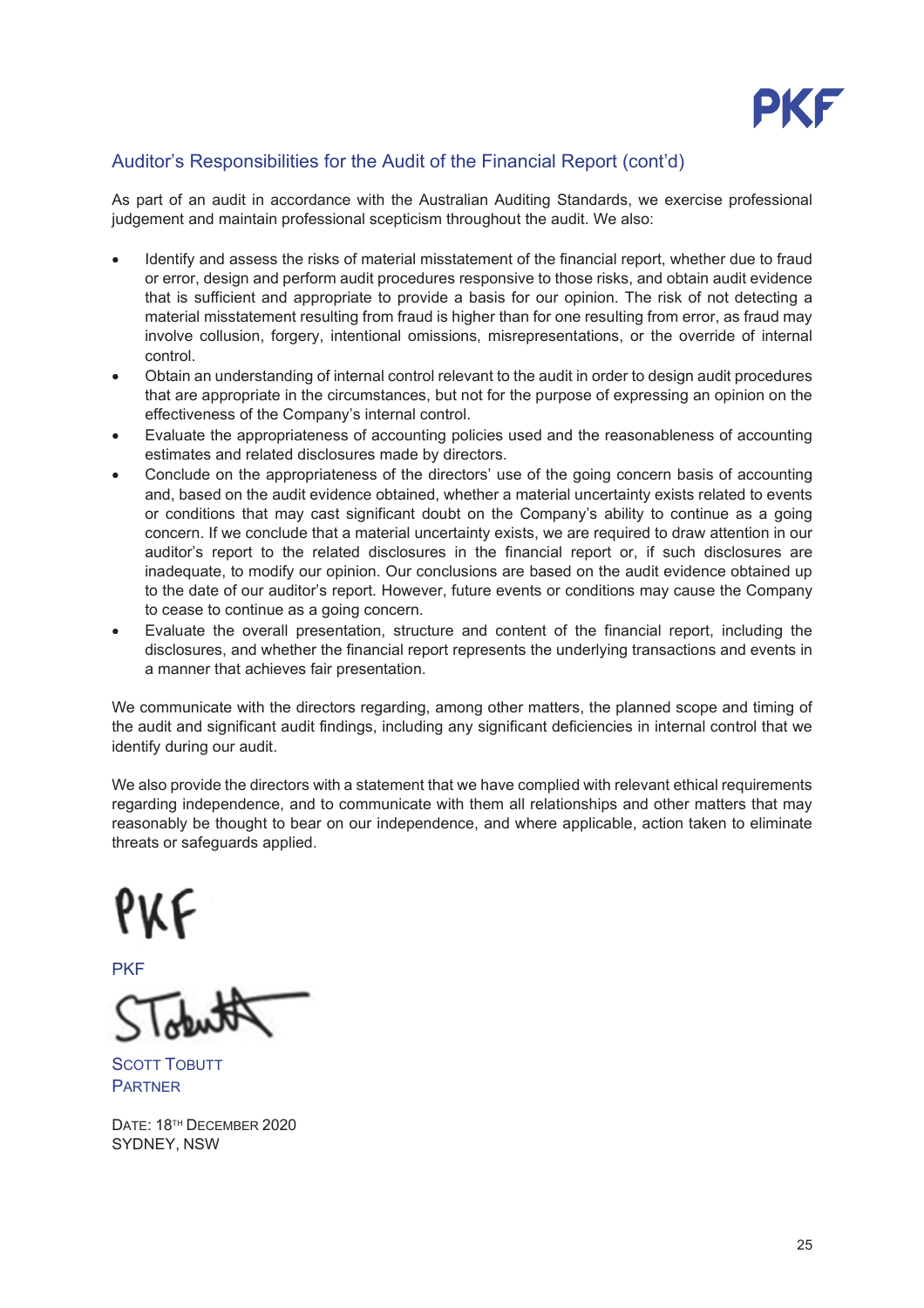## Auditor's Responsibilities for the Audit of the Financial Report (cont'd)

As part of an audit in accordance with the Australian Auditing Standards, we exercise professional judgement and maintain professional scepticism throughout the audit. We also:

- Identify and assess the risks of material misstatement of the financial report, whether due to fraud or error, design and perform audit procedures responsive to those risks, and obtain audit evidence that is sufficient and appropriate to provide a basis for our opinion. The risk of not detecting a material misstatement resulting from fraud is higher than for one resulting from error, as fraud may involve collusion, forgery, intentional omissions, misrepresentations, or the override of internal control.
- Obtain an understanding of internal control relevant to the audit in order to design audit procedures that are appropriate in the circumstances, but not for the purpose of expressing an opinion on the effectiveness of the Company's internal control.
- Evaluate the appropriateness of accounting policies used and the reasonableness of accounting estimates and related disclosures made by directors.
- Conclude on the appropriateness of the directors' use of the going concern basis of accounting and, based on the audit evidence obtained, whether a material uncertainty exists related to events or conditions that may cast significant doubt on the Company's ability to continue as a going concern. If we conclude that a material uncertainty exists, we are required to draw attention in our auditor's report to the related disclosures in the financial report or, if such disclosures are inadequate, to modify our opinion. Our conclusions are based on the audit evidence obtained up to the date of our auditor's report. However, future events or conditions may cause the Company to cease to continue as a going concern.
- Evaluate the overall presentation, structure and content of the financial report, including the disclosures, and whether the financial report represents the underlying transactions and events in a manner that achieves fair presentation.

We communicate with the directors regarding, among other matters, the planned scope and timing of the audit and significant audit findings, including any significant deficiencies in internal control that we identify during our audit.

We also provide the directors with a statement that we have complied with relevant ethical requirements regarding independence, and to communicate with them all relationships and other matters that may reasonably be thought to bear on our independence, and where applicable, action taken to eliminate threats or safeguards applied.

PKF

PKF

STobutt

SCOTT TOBUTT
PARTNER

DATE: 18TH DECEMBER 2020
SYDNEY, NSW